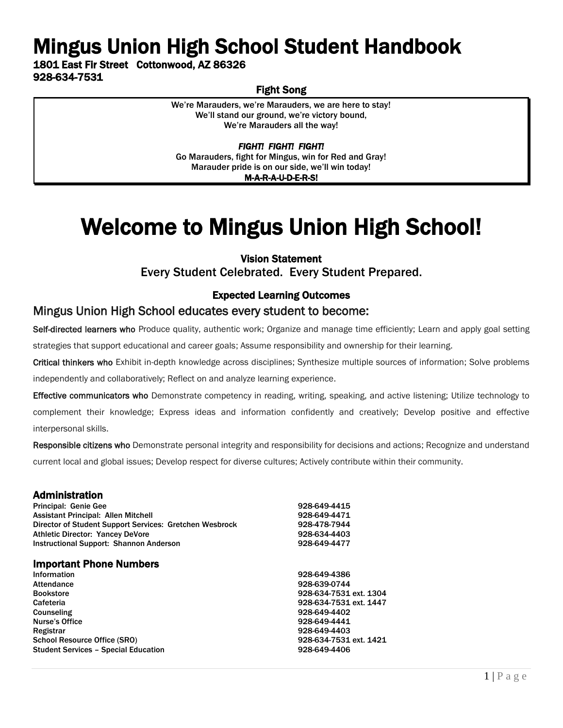# Mingus Union High School Student Handbook

**1801 East Fir Street Cottonwood, AZ 86326**
**928-634-7531**

**Fight Song**

We're Marauders, we're Marauders, we are here to stay!
We'll stand our ground, we're victory bound,
We're Marauders all the way!

***FIGHT! FIGHT! FIGHT!***
Go Marauders, fight for Mingus, win for Red and Gray!
Marauder pride is on our side, we'll win today!
**M-A-R-A-U-D-E-R-S!**

# Welcome to Mingus Union High School!

**Vision Statement**

Every Student Celebrated. Every Student Prepared.

**Expected Learning Outcomes**

## Mingus Union High School educates every student to become:

**Self-directed learners who** Produce quality, authentic work; Organize and manage time efficiently; Learn and apply goal setting strategies that support educational and career goals; Assume responsibility and ownership for their learning.

**Critical thinkers who** Exhibit in-depth knowledge across disciplines; Synthesize multiple sources of information; Solve problems independently and collaboratively; Reflect on and analyze learning experience.

**Effective communicators who** Demonstrate competency in reading, writing, speaking, and active listening; Utilize technology to complement their knowledge; Express ideas and information confidently and creatively; Develop positive and effective interpersonal skills.

**Responsible citizens who** Demonstrate personal integrity and responsibility for decisions and actions; Recognize and understand current local and global issues; Develop respect for diverse cultures; Actively contribute within their community.

### Administration

| | |
|---|---|
| Principal: Genie Gee | 928-649-4415 |
| Assistant Principal: Allen Mitchell | 928-649-4471 |
| Director of Student Support Services: Gretchen Wesbrock | 928-478-7944 |
| Athletic Director: Yancey DeVore | 928-634-4403 |
| Instructional Support: Shannon Anderson | 928-649-4477 |

### Important Phone Numbers

| | |
|---|---|
| Information | 928-649-4386 |
| Attendance | 928-639-0744 |
| Bookstore | 928-634-7531 ext. 1304 |
| Cafeteria | 928-634-7531 ext. 1447 |
| Counseling | 928-649-4402 |
| Nurse's Office | 928-649-4441 |
| Registrar | 928-649-4403 |
| School Resource Office (SRO) | 928-634-7531 ext. 1421 |
| Student Services – Special Education | 928-649-4406 |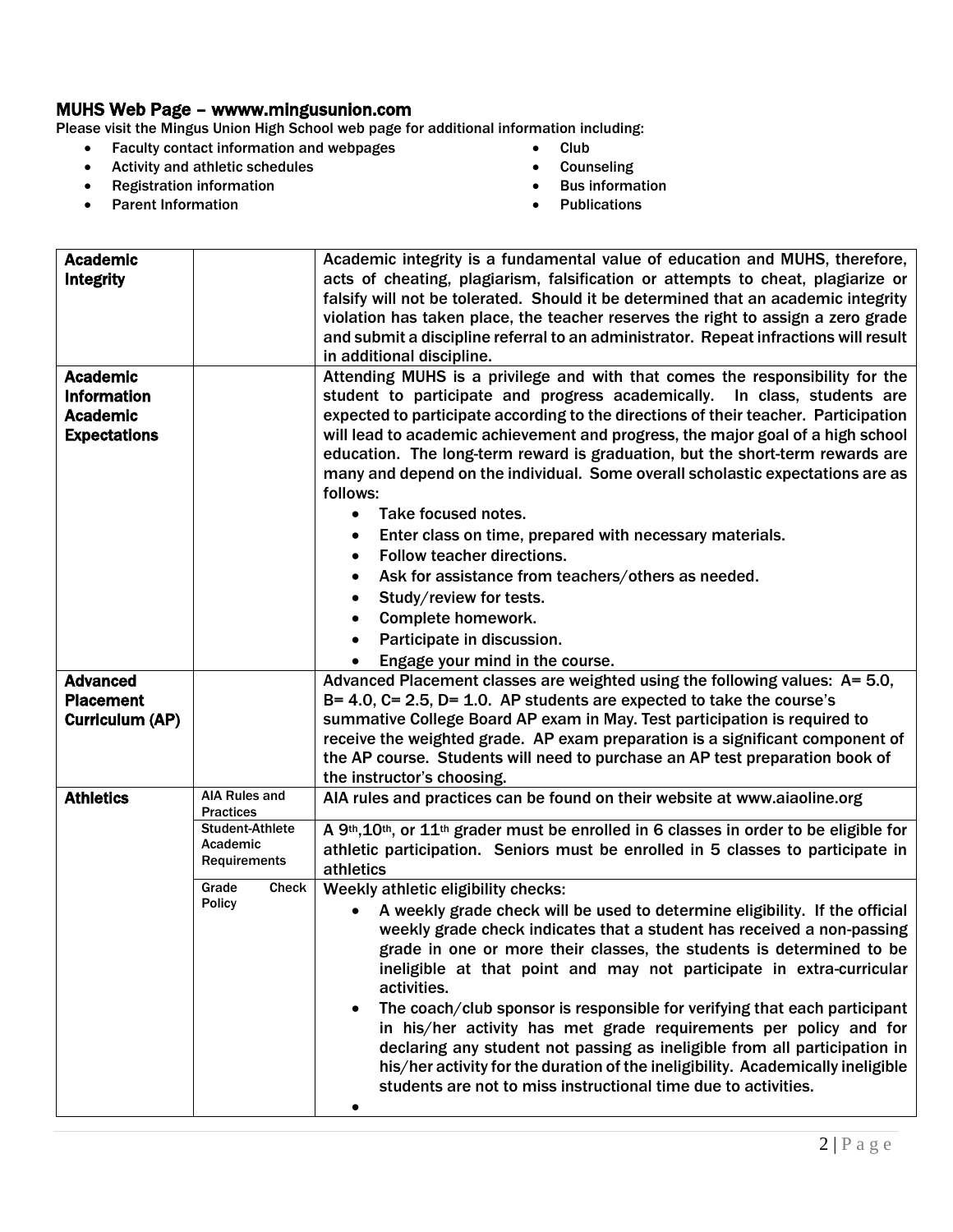## MUHS Web Page – wwww.mingusunion.com

Please visit the Mingus Union High School web page for additional information including:

- Faculty contact information and webpages
- Activity and athletic schedules
- Registration information
- Parent Information
- Club
- Counseling
- Bus information
- Publications

| | | |
|---|---|---|
| **Academic Integrity** | | Academic integrity is a fundamental value of education and MUHS, therefore, acts of cheating, plagiarism, falsification or attempts to cheat, plagiarize or falsify will not be tolerated. Should it be determined that an academic integrity violation has taken place, the teacher reserves the right to assign a zero grade and submit a discipline referral to an administrator. Repeat infractions will result in additional discipline. |
| **Academic Information Academic Expectations** | | Attending MUHS is a privilege and with that comes the responsibility for the student to participate and progress academically. In class, students are expected to participate according to the directions of their teacher. Participation will lead to academic achievement and progress, the major goal of a high school education. The long-term reward is graduation, but the short-term rewards are many and depend on the individual. Some overall scholastic expectations are as follows: <br>• Take focused notes.<br>• Enter class on time, prepared with necessary materials.<br>• Follow teacher directions.<br>• Ask for assistance from teachers/others as needed.<br>• Study/review for tests.<br>• Complete homework.<br>• Participate in discussion.<br>• Engage your mind in the course. |
| **Advanced Placement Curriculum (AP)** | | Advanced Placement classes are weighted using the following values: A= 5.0, B= 4.0, C= 2.5, D= 1.0. AP students are expected to take the course's summative College Board AP exam in May. Test participation is required to receive the weighted grade. AP exam preparation is a significant component of the AP course. Students will need to purchase an AP test preparation book of the instructor's choosing. |
| **Athletics** | AIA Rules and Practices | AIA rules and practices can be found on their website at www.aiaoline.org |
| | Student-Athlete Academic Requirements | A 9th,10th, or 11th grader must be enrolled in 6 classes in order to be eligible for athletic participation. Seniors must be enrolled in 5 classes to participate in athletics |
| | Grade Check Policy | Weekly athletic eligibility checks:<br>• A weekly grade check will be used to determine eligibility. If the official weekly grade check indicates that a student has received a non-passing grade in one or more their classes, the students is determined to be ineligible at that point and may not participate in extra-curricular activities.<br>• The coach/club sponsor is responsible for verifying that each participant in his/her activity has met grade requirements per policy and for declaring any student not passing as ineligible from all participation in his/her activity for the duration of the ineligibility. Academically ineligible students are not to miss instructional time due to activities.<br>• |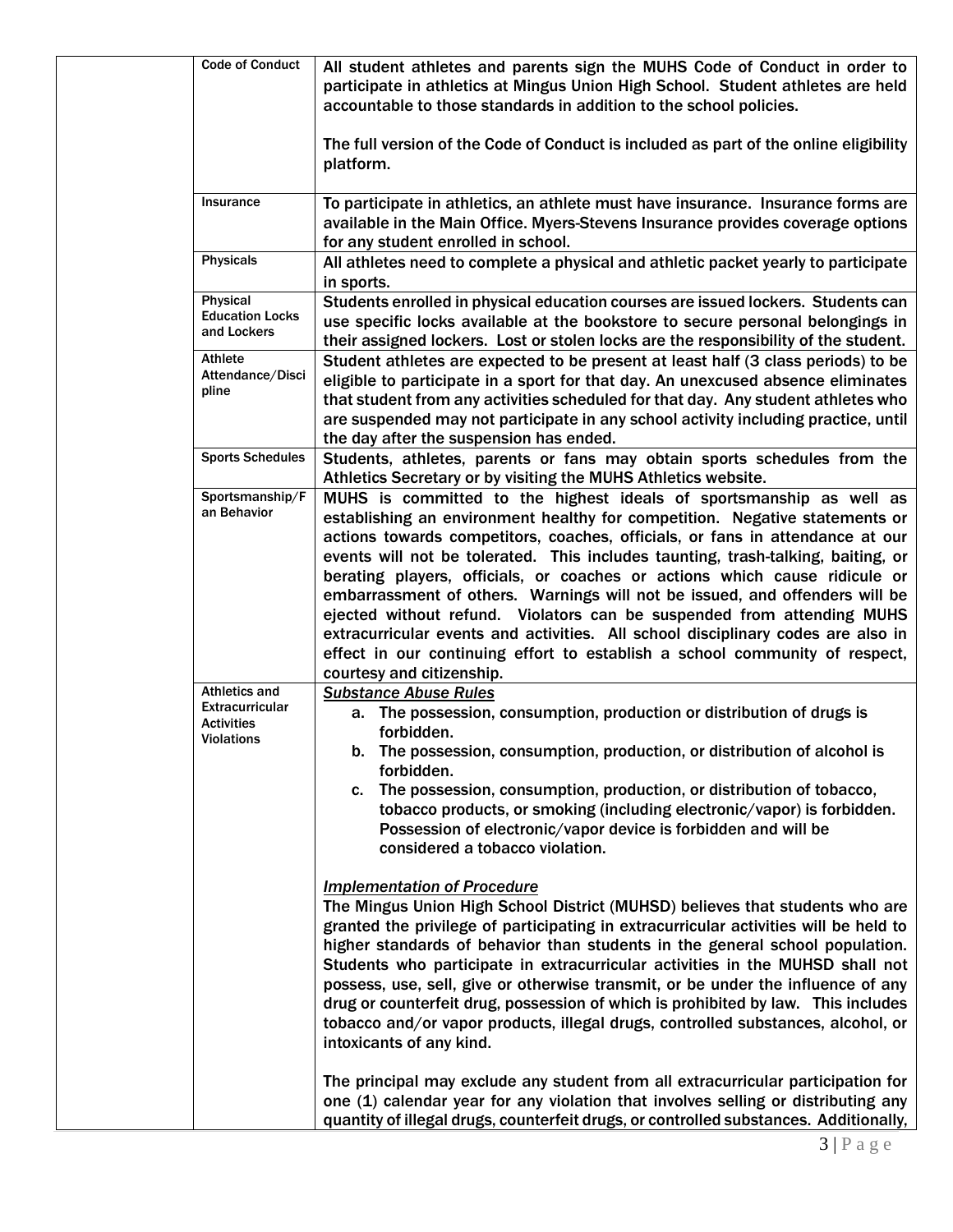| | | |
|---|---|---|
| | Code of Conduct | All student athletes and parents sign the MUHS Code of Conduct in order to participate in athletics at Mingus Union High School. Student athletes are held accountable to those standards in addition to the school policies.<br><br>The full version of the Code of Conduct is included as part of the online eligibility platform. |
| | Insurance | To participate in athletics, an athlete must have insurance. Insurance forms are available in the Main Office. Myers-Stevens Insurance provides coverage options for any student enrolled in school. |
| | Physicals | All athletes need to complete a physical and athletic packet yearly to participate in sports. |
| | Physical Education Locks and Lockers | Students enrolled in physical education courses are issued lockers. Students can use specific locks available at the bookstore to secure personal belongings in their assigned lockers. Lost or stolen locks are the responsibility of the student. |
| | Athlete Attendance/Discipline | Student athletes are expected to be present at least half (3 class periods) to be eligible to participate in a sport for that day. An unexcused absence eliminates that student from any activities scheduled for that day. Any student athletes who are suspended may not participate in any school activity including practice, until the day after the suspension has ended. |
| | Sports Schedules | Students, athletes, parents or fans may obtain sports schedules from the Athletics Secretary or by visiting the MUHS Athletics website. |
| | Sportsmanship/Fan Behavior | MUHS is committed to the highest ideals of sportsmanship as well as establishing an environment healthy for competition. Negative statements or actions towards competitors, coaches, officials, or fans in attendance at our events will not be tolerated. This includes taunting, trash-talking, baiting, or berating players, officials, or coaches or actions which cause ridicule or embarrassment of others. Warnings will not be issued, and offenders will be ejected without refund. Violators can be suspended from attending MUHS extracurricular events and activities. All school disciplinary codes are also in effect in our continuing effort to establish a school community of respect, courtesy and citizenship. |
| | Athletics and Extracurricular Activities Violations | ***Substance Abuse Rules***<br>a. The possession, consumption, production or distribution of drugs is forbidden.<br>b. The possession, consumption, production, or distribution of alcohol is forbidden.<br>c. The possession, consumption, production, or distribution of tobacco, tobacco products, or smoking (including electronic/vapor) is forbidden. Possession of electronic/vapor device is forbidden and will be considered a tobacco violation.<br><br>***Implementation of Procedure***<br>The Mingus Union High School District (MUHSD) believes that students who are granted the privilege of participating in extracurricular activities will be held to higher standards of behavior than students in the general school population. Students who participate in extracurricular activities in the MUHSD shall not possess, use, sell, give or otherwise transmit, or be under the influence of any drug or counterfeit drug, possession of which is prohibited by law. This includes tobacco and/or vapor products, illegal drugs, controlled substances, alcohol, or intoxicants of any kind.<br><br>The principal may exclude any student from all extracurricular participation for one (1) calendar year for any violation that involves selling or distributing any quantity of illegal drugs, counterfeit drugs, or controlled substances. Additionally, |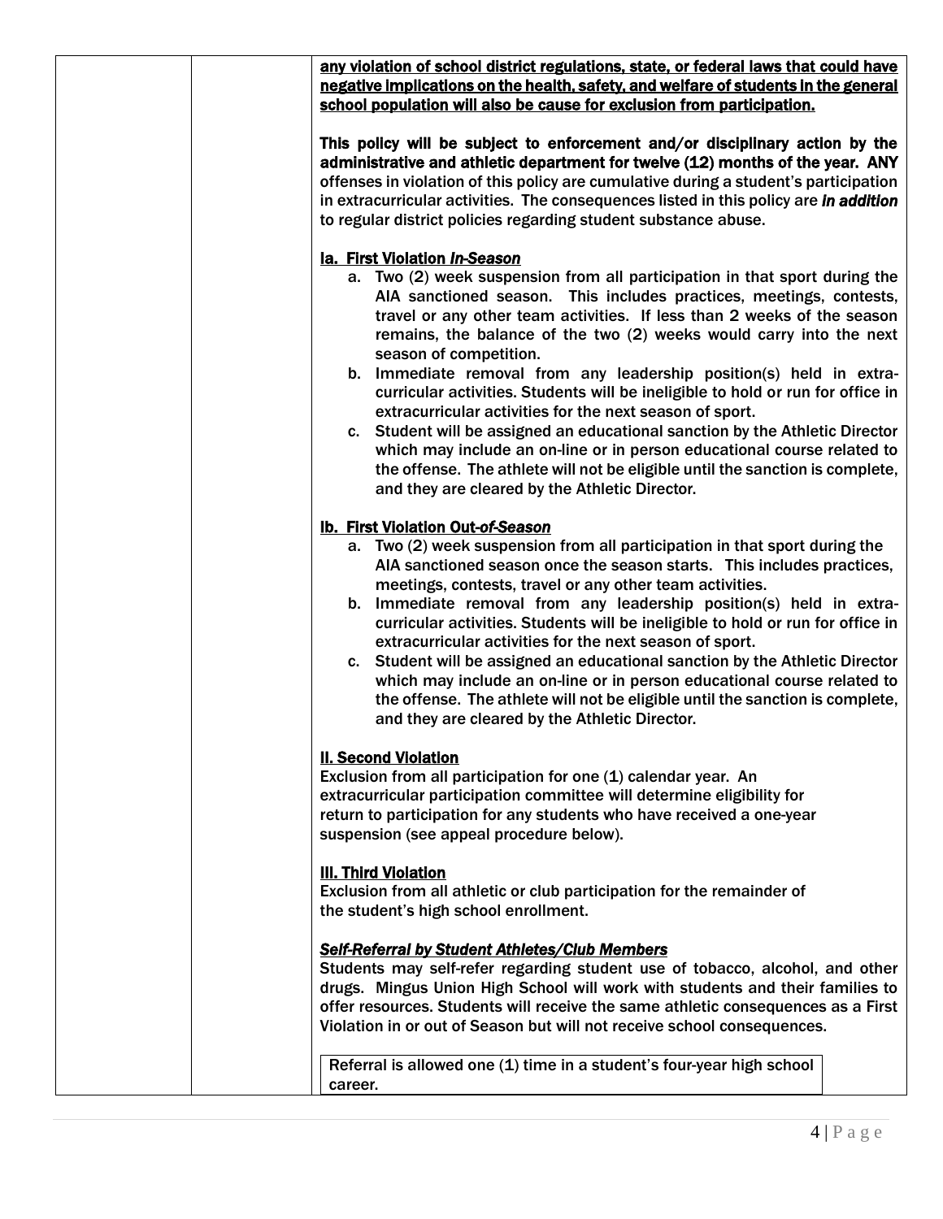**any violation of school district regulations, state, or federal laws that could have negative implications on the health, safety, and welfare of students in the general school population will also be cause for exclusion from participation.**

**This policy will be subject to enforcement and/or disciplinary action by the administrative and athletic department for twelve (12) months of the year. ANY** offenses in violation of this policy are cumulative during a student's participation in extracurricular activities. The consequences listed in this policy are ***in addition*** to regular district policies regarding student substance abuse.

**Ia. First Violation *In-Season***

a. Two (2) week suspension from all participation in that sport during the AIA sanctioned season. This includes practices, meetings, contests, travel or any other team activities. If less than 2 weeks of the season remains, the balance of the two (2) weeks would carry into the next season of competition.
b. Immediate removal from any leadership position(s) held in extra-curricular activities. Students will be ineligible to hold or run for office in extracurricular activities for the next season of sport.
c. Student will be assigned an educational sanction by the Athletic Director which may include an on-line or in person educational course related to the offense. The athlete will not be eligible until the sanction is complete, and they are cleared by the Athletic Director.

**Ib. First Violation Out-*of-Season***

a. Two (2) week suspension from all participation in that sport during the AIA sanctioned season once the season starts. This includes practices, meetings, contests, travel or any other team activities.
b. Immediate removal from any leadership position(s) held in extra-curricular activities. Students will be ineligible to hold or run for office in extracurricular activities for the next season of sport.
c. Student will be assigned an educational sanction by the Athletic Director which may include an on-line or in person educational course related to the offense. The athlete will not be eligible until the sanction is complete, and they are cleared by the Athletic Director.

**II. Second Violation**

Exclusion from all participation for one (1) calendar year. An extracurricular participation committee will determine eligibility for return to participation for any students who have received a one-year suspension (see appeal procedure below).

**III. Third Violation**

Exclusion from all athletic or club participation for the remainder of the student's high school enrollment.

***Self-Referral by Student Athletes/Club Members***

Students may self-refer regarding student use of tobacco, alcohol, and other drugs. Mingus Union High School will work with students and their families to offer resources. Students will receive the same athletic consequences as a First Violation in or out of Season but will not receive school consequences.

Referral is allowed one (1) time in a student's four-year high school career.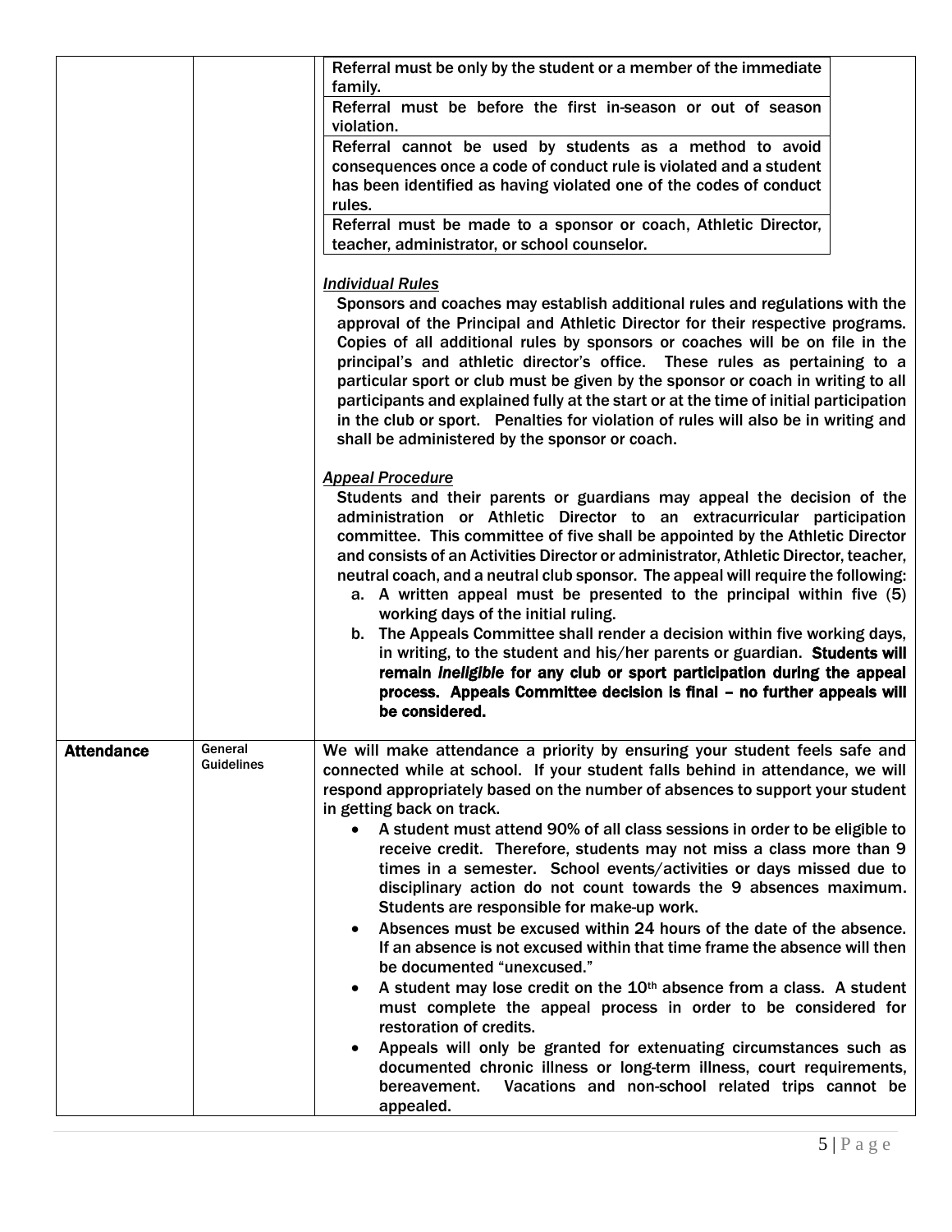| | | |
|---|---|---|
| | | Referral must be only by the student or a member of the immediate family.<br>Referral must be before the first in-season or out of season violation.<br>Referral cannot be used by students as a method to avoid consequences once a code of conduct rule is violated and a student has been identified as having violated one of the codes of conduct rules.<br>Referral must be made to a sponsor or coach, Athletic Director, teacher, administrator, or school counselor.<br><br>***<u>Individual Rules</u>***<br>Sponsors and coaches may establish additional rules and regulations with the approval of the Principal and Athletic Director for their respective programs. Copies of all additional rules by sponsors or coaches will be on file in the principal's and athletic director's office. These rules as pertaining to a particular sport or club must be given by the sponsor or coach in writing to all participants and explained fully at the start or at the time of initial participation in the club or sport. Penalties for violation of rules will also be in writing and shall be administered by the sponsor or coach.<br><br>***<u>Appeal Procedure</u>***<br>Students and their parents or guardians may appeal the decision of the administration or Athletic Director to an extracurricular participation committee. This committee of five shall be appointed by the Athletic Director and consists of an Activities Director or administrator, Athletic Director, teacher, neutral coach, and a neutral club sponsor. The appeal will require the following:<br>a. A written appeal must be presented to the principal within five (5) working days of the initial ruling.<br>b. The Appeals Committee shall render a decision within five working days, in writing, to the student and his/her parents or guardian. **Students will remain *ineligible* for any club or sport participation during the appeal process. Appeals Committee decision is final – no further appeals will be considered.** |
| **Attendance** | General Guidelines | We will make attendance a priority by ensuring your student feels safe and connected while at school. If your student falls behind in attendance, we will respond appropriately based on the number of absences to support your student in getting back on track.<br>• A student must attend 90% of all class sessions in order to be eligible to receive credit. Therefore, students may not miss a class more than 9 times in a semester. School events/activities or days missed due to disciplinary action do not count towards the 9 absences maximum. Students are responsible for make-up work.<br>• Absences must be excused within 24 hours of the date of the absence. If an absence is not excused within that time frame the absence will then be documented "unexcused."<br>• A student may lose credit on the 10th absence from a class. A student must complete the appeal process in order to be considered for restoration of credits.<br>• Appeals will only be granted for extenuating circumstances such as documented chronic illness or long-term illness, court requirements, bereavement. Vacations and non-school related trips cannot be appealed. |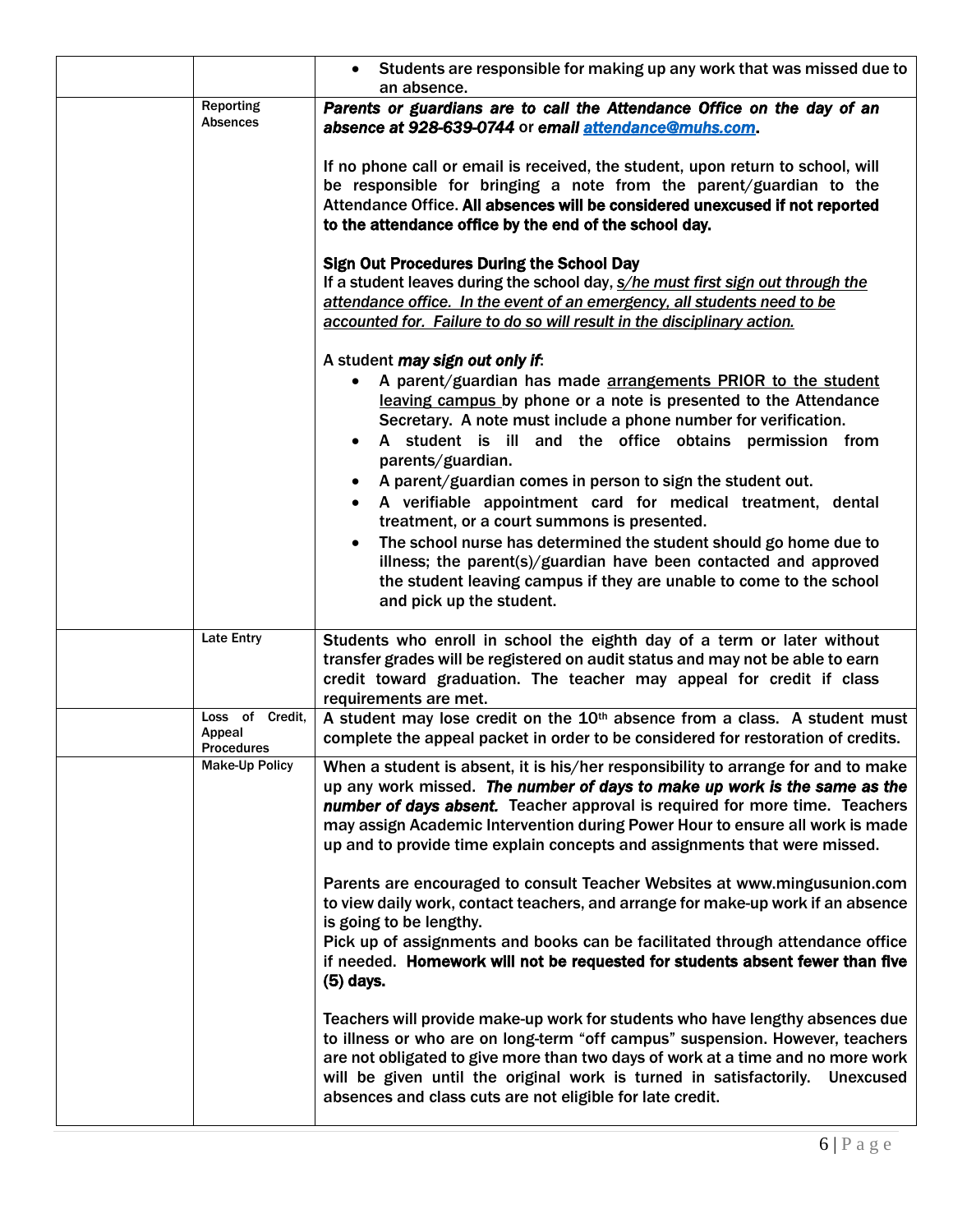| | | |
|---|---|---|
| | | • Students are responsible for making up any work that was missed due to an absence. |
| | Reporting Absences | ***Parents or guardians are to call the Attendance Office on the day of an absence at 928-639-0744*** **or email** ***attendance@muhs.com*****.**<br><br>If no phone call or email is received, the student, upon return to school, will be responsible for bringing a note from the parent/guardian to the Attendance Office. **All absences will be considered unexcused if not reported to the attendance office by the end of the school day.**<br><br>**Sign Out Procedures During the School Day**<br>If a student leaves during the school day, *s/he must first sign out through the attendance office. In the event of an emergency, all students need to be accounted for. Failure to do so will result in the disciplinary action.*<br><br>A student ***may sign out only if***:<br>• A parent/guardian has made arrangements PRIOR to the student leaving campus by phone or a note is presented to the Attendance Secretary. A note must include a phone number for verification.<br>• A student is ill and the office obtains permission from parents/guardian.<br>• A parent/guardian comes in person to sign the student out.<br>• A verifiable appointment card for medical treatment, dental treatment, or a court summons is presented.<br>• The school nurse has determined the student should go home due to illness; the parent(s)/guardian have been contacted and approved the student leaving campus if they are unable to come to the school and pick up the student. |
| | Late Entry | Students who enroll in school the eighth day of a term or later without transfer grades will be registered on audit status and may not be able to earn credit toward graduation. The teacher may appeal for credit if class requirements are met. |
| | Loss of Credit, Appeal Procedures | A student may lose credit on the 10th absence from a class. A student must complete the appeal packet in order to be considered for restoration of credits. |
| | Make-Up Policy | When a student is absent, it is his/her responsibility to arrange for and to make up any work missed. ***The number of days to make up work is the same as the number of days absent.*** Teacher approval is required for more time. Teachers may assign Academic Intervention during Power Hour to ensure all work is made up and to provide time explain concepts and assignments that were missed.<br><br>Parents are encouraged to consult Teacher Websites at www.mingusunion.com to view daily work, contact teachers, and arrange for make-up work if an absence is going to be lengthy.<br>Pick up of assignments and books can be facilitated through attendance office if needed. **Homework will not be requested for students absent fewer than five (5) days.**<br><br>Teachers will provide make-up work for students who have lengthy absences due to illness or who are on long-term "off campus" suspension. However, teachers are not obligated to give more than two days of work at a time and no more work will be given until the original work is turned in satisfactorily. Unexcused absences and class cuts are not eligible for late credit. |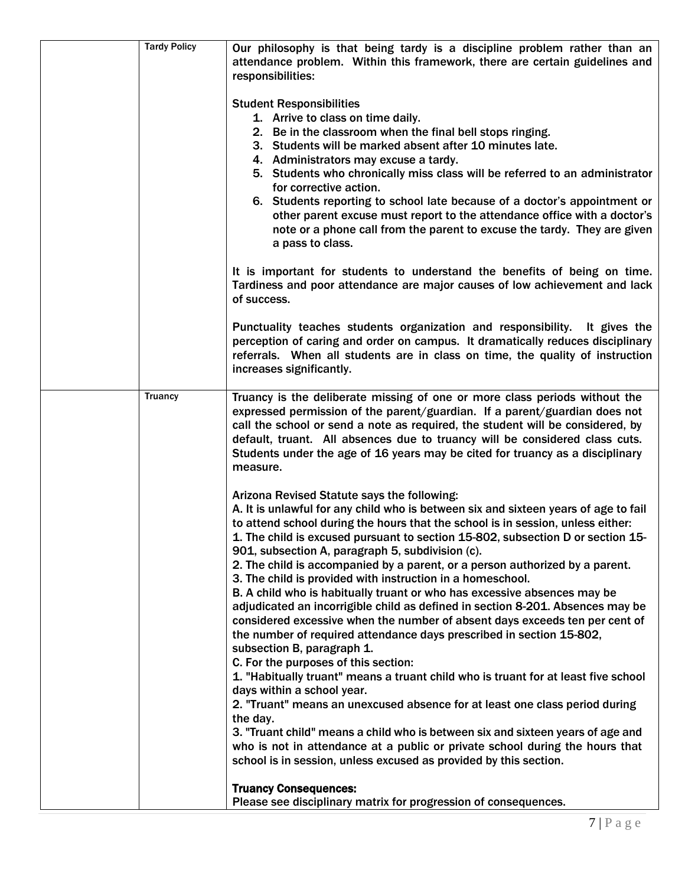| | | |
|---|---|---|
| | Tardy Policy | Our philosophy is that being tardy is a discipline problem rather than an attendance problem. Within this framework, there are certain guidelines and responsibilities:<br><br>Student Responsibilities<br>1. Arrive to class on time daily.<br>2. Be in the classroom when the final bell stops ringing.<br>3. Students will be marked absent after 10 minutes late.<br>4. Administrators may excuse a tardy.<br>5. Students who chronically miss class will be referred to an administrator for corrective action.<br>6. Students reporting to school late because of a doctor's appointment or other parent excuse must report to the attendance office with a doctor's note or a phone call from the parent to excuse the tardy. They are given a pass to class.<br><br>It is important for students to understand the benefits of being on time. Tardiness and poor attendance are major causes of low achievement and lack of success.<br><br>Punctuality teaches students organization and responsibility. It gives the perception of caring and order on campus. It dramatically reduces disciplinary referrals. When all students are in class on time, the quality of instruction increases significantly. |
| | Truancy | Truancy is the deliberate missing of one or more class periods without the expressed permission of the parent/guardian. If a parent/guardian does not call the school or send a note as required, the student will be considered, by default, truant. All absences due to truancy will be considered class cuts. Students under the age of 16 years may be cited for truancy as a disciplinary measure.<br><br>Arizona Revised Statute says the following:<br>A. It is unlawful for any child who is between six and sixteen years of age to fail to attend school during the hours that the school is in session, unless either:<br>1. The child is excused pursuant to section 15-802, subsection D or section 15-901, subsection A, paragraph 5, subdivision (c).<br>2. The child is accompanied by a parent, or a person authorized by a parent.<br>3. The child is provided with instruction in a homeschool.<br>B. A child who is habitually truant or who has excessive absences may be adjudicated an incorrigible child as defined in section 8-201. Absences may be considered excessive when the number of absent days exceeds ten per cent of the number of required attendance days prescribed in section 15-802, subsection B, paragraph 1.<br>C. For the purposes of this section:<br>1. "Habitually truant" means a truant child who is truant for at least five school days within a school year.<br>2. "Truant" means an unexcused absence for at least one class period during the day.<br>3. "Truant child" means a child who is between six and sixteen years of age and who is not in attendance at a public or private school during the hours that school is in session, unless excused as provided by this section.<br><br>**Truancy Consequences:**<br>Please see disciplinary matrix for progression of consequences. |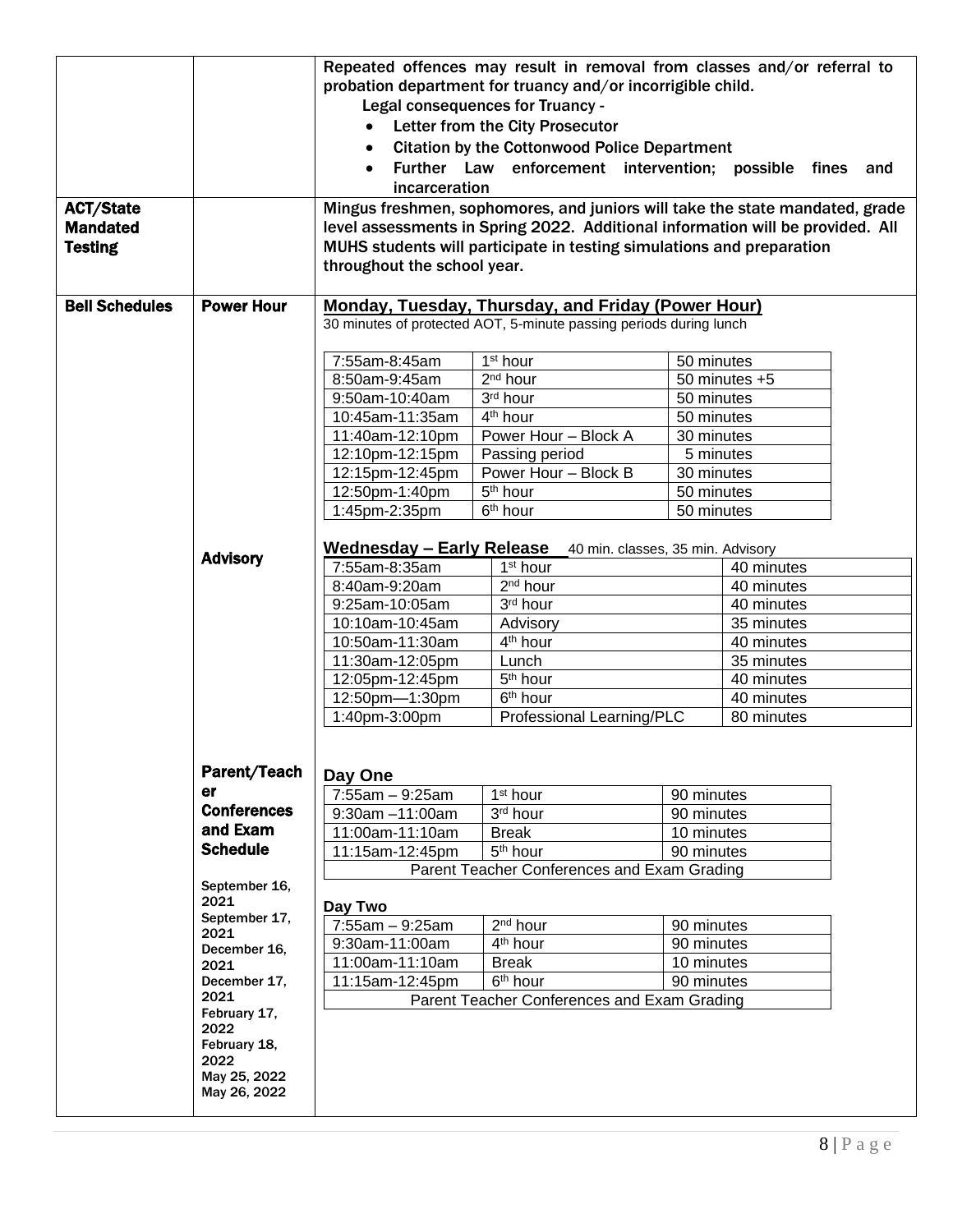| | | |
|---|---|---|
| | | Repeated offences may result in removal from classes and/or referral to probation department for truancy and/or incorrigible child.<br>Legal consequences for Truancy -<br>• Letter from the City Prosecutor<br>• Citation by the Cottonwood Police Department<br>• Further Law enforcement intervention; possible fines and incarceration |
| **ACT/State Mandated Testing** | | Mingus freshmen, sophomores, and juniors will take the state mandated, grade level assessments in Spring 2022. Additional information will be provided. All MUHS students will participate in testing simulations and preparation throughout the school year. |
| **Bell Schedules** | **Power Hour** | See Power Hour schedule below |
| | **Advisory** | See Advisory schedule below |
| | **Parent/Teacher Conferences and Exam Schedule**<br><br>September 16, 2021<br>September 17, 2021<br>December 16, 2021<br>December 17, 2021<br>February 17, 2022<br>February 18, 2022<br>May 25, 2022<br>May 26, 2022 | See Parent/Teacher Conferences and Exam schedule below |

**Monday, Tuesday, Thursday, and Friday (Power Hour)**

30 minutes of protected AOT, 5-minute passing periods during lunch

| Time | Period | Length |
|---|---|---|
| 7:55am-8:45am | 1st hour | 50 minutes |
| 8:50am-9:45am | 2nd hour | 50 minutes +5 |
| 9:50am-10:40am | 3rd hour | 50 minutes |
| 10:45am-11:35am | 4th hour | 50 minutes |
| 11:40am-12:10pm | Power Hour – Block A | 30 minutes |
| 12:10pm-12:15pm | Passing period | 5 minutes |
| 12:15pm-12:45pm | Power Hour – Block B | 30 minutes |
| 12:50pm-1:40pm | 5th hour | 50 minutes |
| 1:45pm-2:35pm | 6th hour | 50 minutes |

**Wednesday – Early Release** 40 min. classes, 35 min. Advisory

| Time | Period | Length |
|---|---|---|
| 7:55am-8:35am | 1st hour | 40 minutes |
| 8:40am-9:20am | 2nd hour | 40 minutes |
| 9:25am-10:05am | 3rd hour | 40 minutes |
| 10:10am-10:45am | Advisory | 35 minutes |
| 10:50am-11:30am | 4th hour | 40 minutes |
| 11:30am-12:05pm | Lunch | 35 minutes |
| 12:05pm-12:45pm | 5th hour | 40 minutes |
| 12:50pm—1:30pm | 6th hour | 40 minutes |
| 1:40pm-3:00pm | Professional Learning/PLC | 80 minutes |

**Day One**

| Time | Period | Length |
|---|---|---|
| 7:55am – 9:25am | 1st hour | 90 minutes |
| 9:30am –11:00am | 3rd hour | 90 minutes |
| 11:00am-11:10am | Break | 10 minutes |
| 11:15am-12:45pm | 5th hour | 90 minutes |
| Parent Teacher Conferences and Exam Grading | | |

**Day Two**

| Time | Period | Length |
|---|---|---|
| 7:55am – 9:25am | 2nd hour | 90 minutes |
| 9:30am-11:00am | 4th hour | 90 minutes |
| 11:00am-11:10am | Break | 10 minutes |
| 11:15am-12:45pm | 6th hour | 90 minutes |
| Parent Teacher Conferences and Exam Grading | | |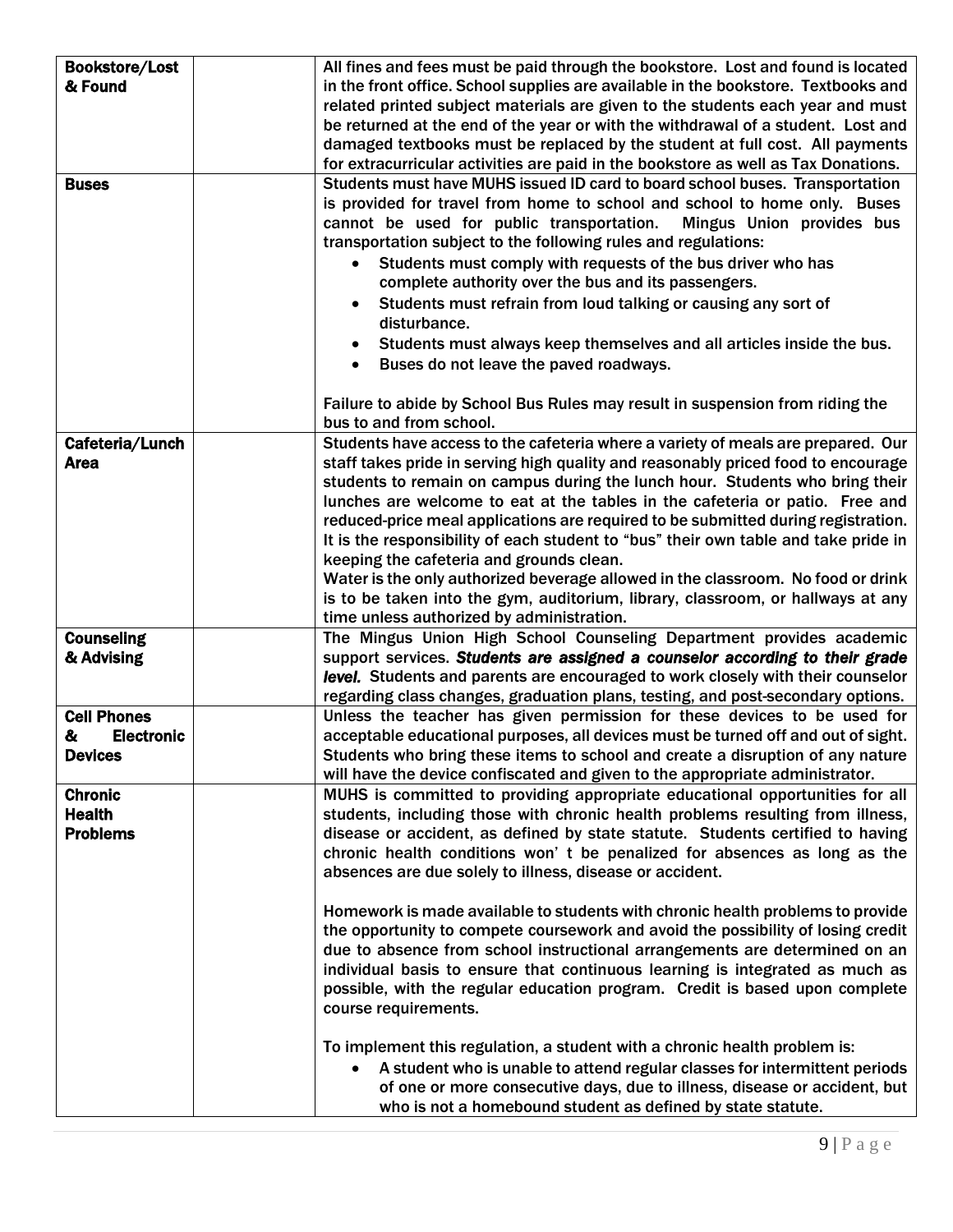| | | |
|---|---|---|
| **Bookstore/Lost & Found** | | All fines and fees must be paid through the bookstore. Lost and found is located in the front office. School supplies are available in the bookstore. Textbooks and related printed subject materials are given to the students each year and must be returned at the end of the year or with the withdrawal of a student. Lost and damaged textbooks must be replaced by the student at full cost. All payments for extracurricular activities are paid in the bookstore as well as Tax Donations. |
| **Buses** | | Students must have MUHS issued ID card to board school buses. Transportation is provided for travel from home to school and school to home only. Buses cannot be used for public transportation. Mingus Union provides bus transportation subject to the following rules and regulations:<br>• Students must comply with requests of the bus driver who has complete authority over the bus and its passengers.<br>• Students must refrain from loud talking or causing any sort of disturbance.<br>• Students must always keep themselves and all articles inside the bus.<br>• Buses do not leave the paved roadways.<br><br>Failure to abide by School Bus Rules may result in suspension from riding the bus to and from school. |
| **Cafeteria/Lunch Area** | | Students have access to the cafeteria where a variety of meals are prepared. Our staff takes pride in serving high quality and reasonably priced food to encourage students to remain on campus during the lunch hour. Students who bring their lunches are welcome to eat at the tables in the cafeteria or patio. Free and reduced-price meal applications are required to be submitted during registration. It is the responsibility of each student to "bus" their own table and take pride in keeping the cafeteria and grounds clean.<br>Water is the only authorized beverage allowed in the classroom. No food or drink is to be taken into the gym, auditorium, library, classroom, or hallways at any time unless authorized by administration. |
| **Counseling & Advising** | | The Mingus Union High School Counseling Department provides academic support services. ***Students are assigned a counselor according to their grade level.*** Students and parents are encouraged to work closely with their counselor regarding class changes, graduation plans, testing, and post-secondary options. |
| **Cell Phones & Electronic Devices** | | Unless the teacher has given permission for these devices to be used for acceptable educational purposes, all devices must be turned off and out of sight. Students who bring these items to school and create a disruption of any nature will have the device confiscated and given to the appropriate administrator. |
| **Chronic Health Problems** | | MUHS is committed to providing appropriate educational opportunities for all students, including those with chronic health problems resulting from illness, disease or accident, as defined by state statute. Students certified to having chronic health conditions won' t be penalized for absences as long as the absences are due solely to illness, disease or accident.<br><br>Homework is made available to students with chronic health problems to provide the opportunity to compete coursework and avoid the possibility of losing credit due to absence from school instructional arrangements are determined on an individual basis to ensure that continuous learning is integrated as much as possible, with the regular education program. Credit is based upon complete course requirements.<br><br>To implement this regulation, a student with a chronic health problem is:<br>• A student who is unable to attend regular classes for intermittent periods of one or more consecutive days, due to illness, disease or accident, but who is not a homebound student as defined by state statute. |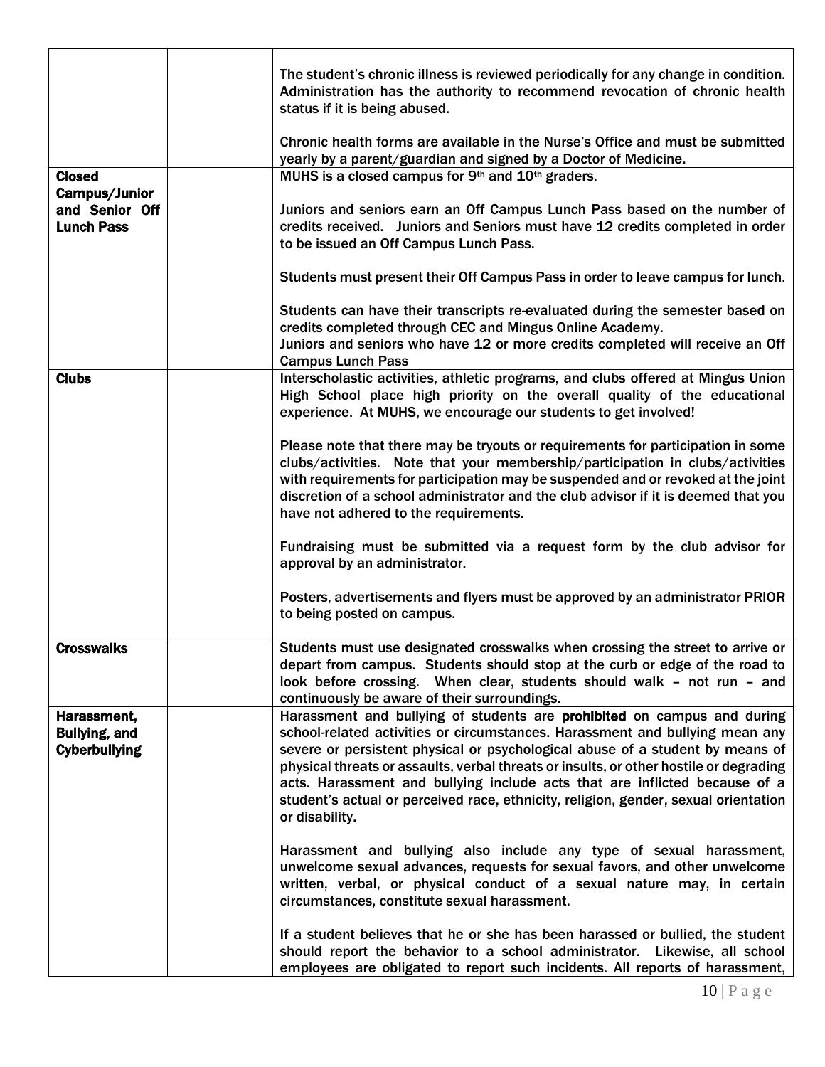| | | |
|---|---|---|
| | | The student's chronic illness is reviewed periodically for any change in condition. Administration has the authority to recommend revocation of chronic health status if it is being abused.<br><br>Chronic health forms are available in the Nurse's Office and must be submitted yearly by a parent/guardian and signed by a Doctor of Medicine. |
| **Closed Campus/Junior and Senior Off Lunch Pass** | | MUHS is a closed campus for 9th and 10th graders.<br><br>Juniors and seniors earn an Off Campus Lunch Pass based on the number of credits received. Juniors and Seniors must have 12 credits completed in order to be issued an Off Campus Lunch Pass.<br><br>Students must present their Off Campus Pass in order to leave campus for lunch.<br><br>Students can have their transcripts re-evaluated during the semester based on credits completed through CEC and Mingus Online Academy.<br>Juniors and seniors who have 12 or more credits completed will receive an Off Campus Lunch Pass |
| **Clubs** | | Interscholastic activities, athletic programs, and clubs offered at Mingus Union High School place high priority on the overall quality of the educational experience. At MUHS, we encourage our students to get involved!<br><br>Please note that there may be tryouts or requirements for participation in some clubs/activities. Note that your membership/participation in clubs/activities with requirements for participation may be suspended and or revoked at the joint discretion of a school administrator and the club advisor if it is deemed that you have not adhered to the requirements.<br><br>Fundraising must be submitted via a request form by the club advisor for approval by an administrator.<br><br>Posters, advertisements and flyers must be approved by an administrator PRIOR to being posted on campus. |
| **Crosswalks** | | Students must use designated crosswalks when crossing the street to arrive or depart from campus. Students should stop at the curb or edge of the road to look before crossing. When clear, students should walk – not run – and continuously be aware of their surroundings. |
| **Harassment, Bullying, and Cyberbullying** | | Harassment and bullying of students are **prohibited** on campus and during school-related activities or circumstances. Harassment and bullying mean any severe or persistent physical or psychological abuse of a student by means of physical threats or assaults, verbal threats or insults, or other hostile or degrading acts. Harassment and bullying include acts that are inflicted because of a student's actual or perceived race, ethnicity, religion, gender, sexual orientation or disability.<br><br>Harassment and bullying also include any type of sexual harassment, unwelcome sexual advances, requests for sexual favors, and other unwelcome written, verbal, or physical conduct of a sexual nature may, in certain circumstances, constitute sexual harassment.<br><br>If a student believes that he or she has been harassed or bullied, the student should report the behavior to a school administrator. Likewise, all school employees are obligated to report such incidents. All reports of harassment, |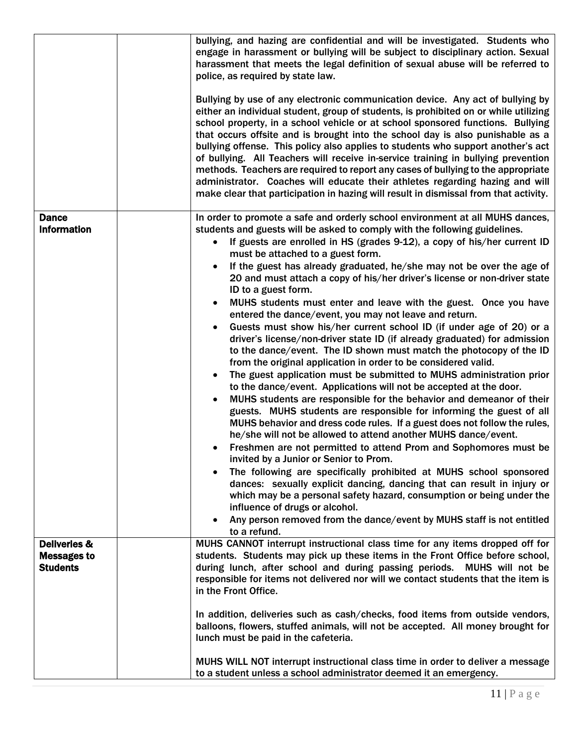| | | |
|---|---|---|
| | | bullying, and hazing are confidential and will be investigated. Students who engage in harassment or bullying will be subject to disciplinary action. Sexual harassment that meets the legal definition of sexual abuse will be referred to police, as required by state law.<br><br>Bullying by use of any electronic communication device. Any act of bullying by either an individual student, group of students, is prohibited on or while utilizing school property, in a school vehicle or at school sponsored functions. Bullying that occurs offsite and is brought into the school day is also punishable as a bullying offense. This policy also applies to students who support another's act of bullying. All Teachers will receive in-service training in bullying prevention methods. Teachers are required to report any cases of bullying to the appropriate administrator. Coaches will educate their athletes regarding hazing and will make clear that participation in hazing will result in dismissal from that activity. |
| **Dance Information** | | In order to promote a safe and orderly school environment at all MUHS dances, students and guests will be asked to comply with the following guidelines.<br>• If guests are enrolled in HS (grades 9-12), a copy of his/her current ID must be attached to a guest form.<br>• If the guest has already graduated, he/she may not be over the age of 20 and must attach a copy of his/her driver's license or non-driver state ID to a guest form.<br>• MUHS students must enter and leave with the guest. Once you have entered the dance/event, you may not leave and return.<br>• Guests must show his/her current school ID (if under age of 20) or a driver's license/non-driver state ID (if already graduated) for admission to the dance/event. The ID shown must match the photocopy of the ID from the original application in order to be considered valid.<br>• The guest application must be submitted to MUHS administration prior to the dance/event. Applications will not be accepted at the door.<br>• MUHS students are responsible for the behavior and demeanor of their guests. MUHS students are responsible for informing the guest of all MUHS behavior and dress code rules. If a guest does not follow the rules, he/she will not be allowed to attend another MUHS dance/event.<br>• Freshmen are not permitted to attend Prom and Sophomores must be invited by a Junior or Senior to Prom.<br>• The following are specifically prohibited at MUHS school sponsored dances: sexually explicit dancing, dancing that can result in injury or which may be a personal safety hazard, consumption or being under the influence of drugs or alcohol.<br>• Any person removed from the dance/event by MUHS staff is not entitled to a refund. |
| **Deliveries & Messages to Students** | | MUHS CANNOT interrupt instructional class time for any items dropped off for students. Students may pick up these items in the Front Office before school, during lunch, after school and during passing periods. MUHS will not be responsible for items not delivered nor will we contact students that the item is in the Front Office.<br><br>In addition, deliveries such as cash/checks, food items from outside vendors, balloons, flowers, stuffed animals, will not be accepted. All money brought for lunch must be paid in the cafeteria.<br><br>MUHS WILL NOT interrupt instructional class time in order to deliver a message to a student unless a school administrator deemed it an emergency. |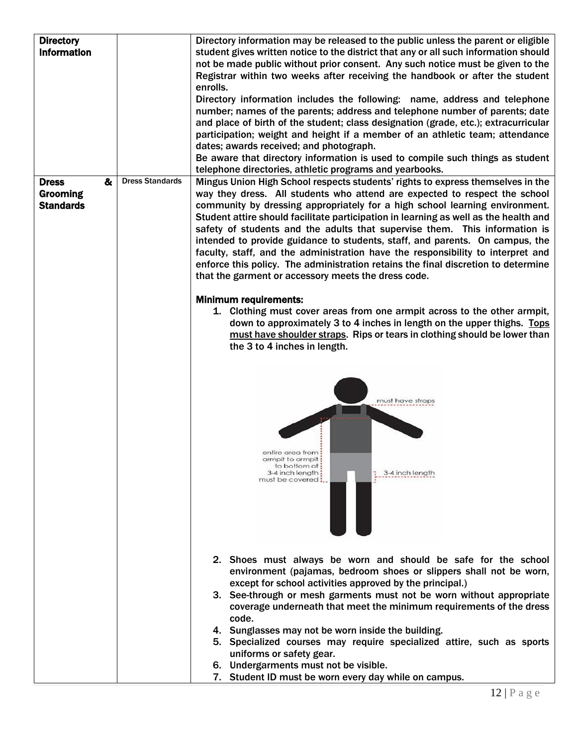| | | |
|---|---|---|
| **Directory Information** | | Directory information may be released to the public unless the parent or eligible student gives written notice to the district that any or all such information should not be made public without prior consent. Any such notice must be given to the Registrar within two weeks after receiving the handbook or after the student enrolls.<br>Directory information includes the following: name, address and telephone number; names of the parents; address and telephone number of parents; date and place of birth of the student; class designation (grade, etc.); extracurricular participation; weight and height if a member of an athletic team; attendance dates; awards received; and photograph.<br>Be aware that directory information is used to compile such things as student telephone directories, athletic programs and yearbooks. |
| **Dress & Grooming Standards** | Dress Standards | Mingus Union High School respects students' rights to express themselves in the way they dress. All students who attend are expected to respect the school community by dressing appropriately for a high school learning environment. Student attire should facilitate participation in learning as well as the health and safety of students and the adults that supervise them. This information is intended to provide guidance to students, staff, and parents. On campus, the faculty, staff, and the administration have the responsibility to interpret and enforce this policy. The administration retains the final discretion to determine that the garment or accessory meets the dress code.<br><br>**Minimum requirements:**<br>1. Clothing must cover areas from one armpit across to the other armpit, down to approximately 3 to 4 inches in length on the upper thighs. <u>Tops must have shoulder straps</u>. Rips or tears in clothing should be lower than the 3 to 4 inches in length.<br><br>2. Shoes must always be worn and should be safe for the school environment (pajamas, bedroom shoes or slippers shall not be worn, except for school activities approved by the principal.)<br>3. See-through or mesh garments must not be worn without appropriate coverage underneath that meet the minimum requirements of the dress code.<br>4. Sunglasses may not be worn inside the building.<br>5. Specialized courses may require specialized attire, such as sports uniforms or safety gear.<br>6. Undergarments must not be visible.<br>7. Student ID must be worn every day while on campus. |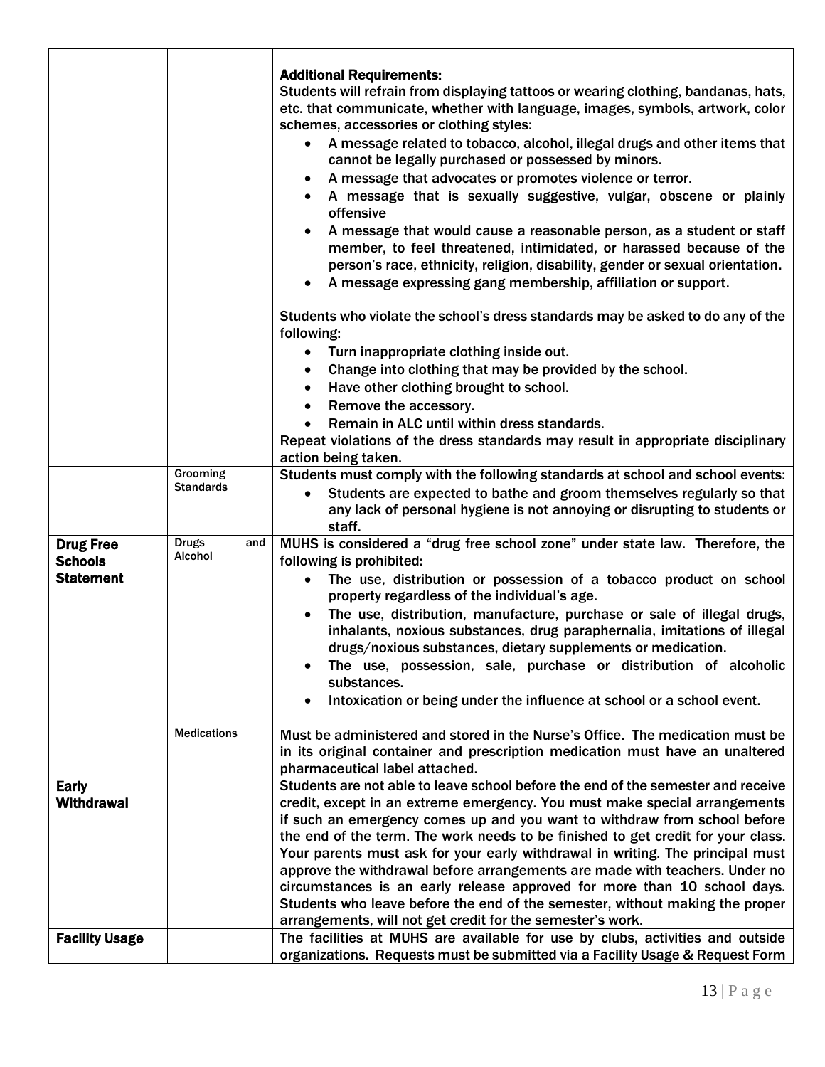| | | |
|---|---|---|
| | | **Additional Requirements:**<br>Students will refrain from displaying tattoos or wearing clothing, bandanas, hats, etc. that communicate, whether with language, images, symbols, artwork, color schemes, accessories or clothing styles:<br>• A message related to tobacco, alcohol, illegal drugs and other items that cannot be legally purchased or possessed by minors.<br>• A message that advocates or promotes violence or terror.<br>• A message that is sexually suggestive, vulgar, obscene or plainly offensive<br>• A message that would cause a reasonable person, as a student or staff member, to feel threatened, intimidated, or harassed because of the person's race, ethnicity, religion, disability, gender or sexual orientation.<br>• A message expressing gang membership, affiliation or support.<br><br>Students who violate the school's dress standards may be asked to do any of the following:<br>• Turn inappropriate clothing inside out.<br>• Change into clothing that may be provided by the school.<br>• Have other clothing brought to school.<br>• Remove the accessory.<br>• Remain in ALC until within dress standards.<br>Repeat violations of the dress standards may result in appropriate disciplinary action being taken. |
| | Grooming Standards | Students must comply with the following standards at school and school events:<br>• Students are expected to bathe and groom themselves regularly so that any lack of personal hygiene is not annoying or disrupting to students or staff. |
| **Drug Free Schools Statement** | Drugs and Alcohol | MUHS is considered a "drug free school zone" under state law. Therefore, the following is prohibited:<br>• The use, distribution or possession of a tobacco product on school property regardless of the individual's age.<br>• The use, distribution, manufacture, purchase or sale of illegal drugs, inhalants, noxious substances, drug paraphernalia, imitations of illegal drugs/noxious substances, dietary supplements or medication.<br>• The use, possession, sale, purchase or distribution of alcoholic substances.<br>• Intoxication or being under the influence at school or a school event. |
| | Medications | Must be administered and stored in the Nurse's Office. The medication must be in its original container and prescription medication must have an unaltered pharmaceutical label attached. |
| **Early Withdrawal** | | Students are not able to leave school before the end of the semester and receive credit, except in an extreme emergency. You must make special arrangements if such an emergency comes up and you want to withdraw from school before the end of the term. The work needs to be finished to get credit for your class. Your parents must ask for your early withdrawal in writing. The principal must approve the withdrawal before arrangements are made with teachers. Under no circumstances is an early release approved for more than 10 school days. Students who leave before the end of the semester, without making the proper arrangements, will not get credit for the semester's work. |
| **Facility Usage** | | The facilities at MUHS are available for use by clubs, activities and outside organizations. Requests must be submitted via a Facility Usage & Request Form |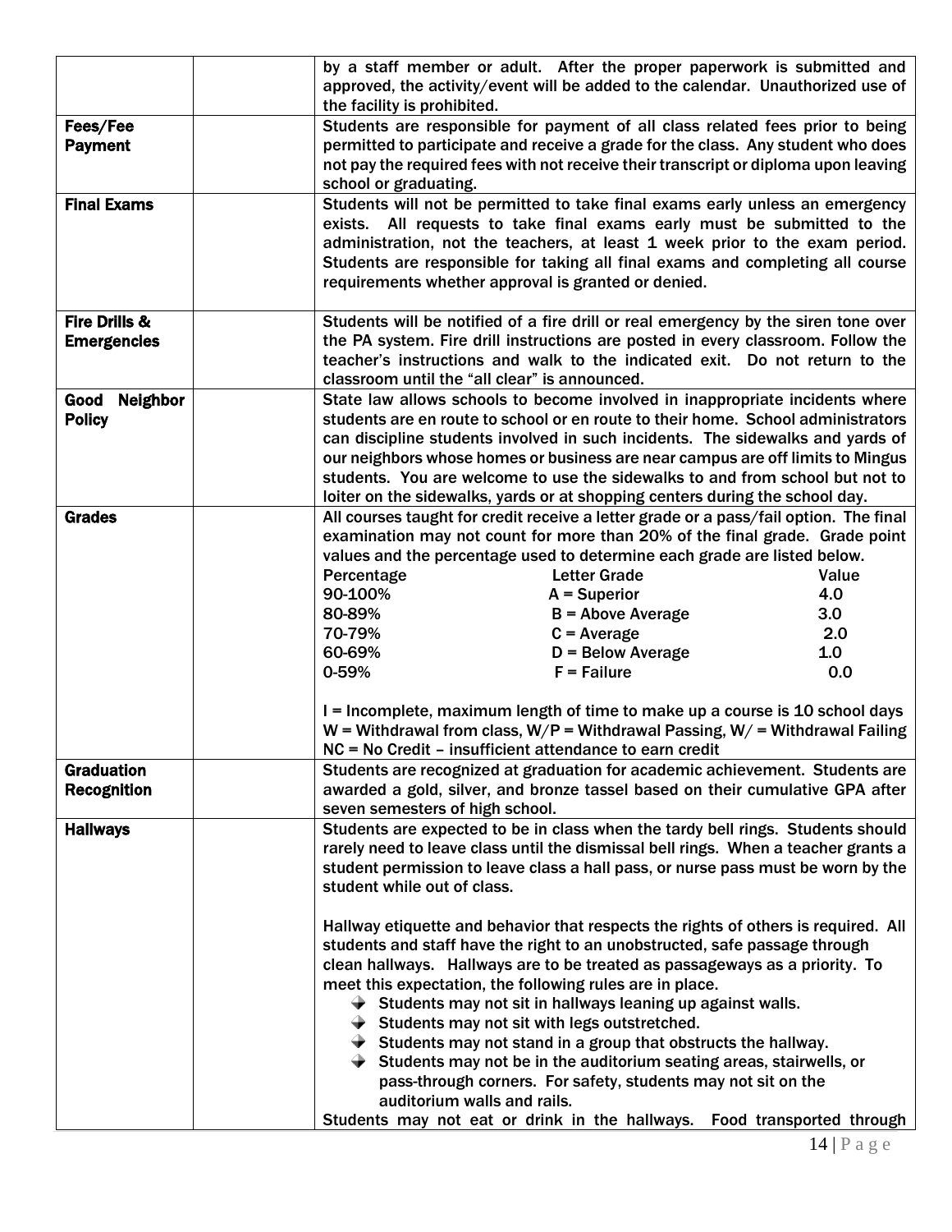| | | |
|---|---|---|
| | | by a staff member or adult. After the proper paperwork is submitted and approved, the activity/event will be added to the calendar. Unauthorized use of the facility is prohibited. |
| **Fees/Fee Payment** | | Students are responsible for payment of all class related fees prior to being permitted to participate and receive a grade for the class. Any student who does not pay the required fees with not receive their transcript or diploma upon leaving school or graduating. |
| **Final Exams** | | Students will not be permitted to take final exams early unless an emergency exists. All requests to take final exams early must be submitted to the administration, not the teachers, at least 1 week prior to the exam period. Students are responsible for taking all final exams and completing all course requirements whether approval is granted or denied. |
| **Fire Drills & Emergencies** | | Students will be notified of a fire drill or real emergency by the siren tone over the PA system. Fire drill instructions are posted in every classroom. Follow the teacher's instructions and walk to the indicated exit. Do not return to the classroom until the "all clear" is announced. |
| **Good Neighbor Policy** | | State law allows schools to become involved in inappropriate incidents where students are en route to school or en route to their home. School administrators can discipline students involved in such incidents. The sidewalks and yards of our neighbors whose homes or business are near campus are off limits to Mingus students. You are welcome to use the sidewalks to and from school but not to loiter on the sidewalks, yards or at shopping centers during the school day. |
| **Grades** | | All courses taught for credit receive a letter grade or a pass/fail option. The final examination may not count for more than 20% of the final grade. Grade point values and the percentage used to determine each grade are listed below.<br><br>Percentage — Letter Grade — Value<br>90-100% — A = Superior — 4.0<br>80-89% — B = Above Average — 3.0<br>70-79% — C = Average — 2.0<br>60-69% — D = Below Average — 1.0<br>0-59% — F = Failure — 0.0<br><br>I = Incomplete, maximum length of time to make up a course is 10 school days<br>W = Withdrawal from class, W/P = Withdrawal Passing, W/ = Withdrawal Failing<br>NC = No Credit – insufficient attendance to earn credit |
| **Graduation Recognition** | | Students are recognized at graduation for academic achievement. Students are awarded a gold, silver, and bronze tassel based on their cumulative GPA after seven semesters of high school. |
| **Hallways** | | Students are expected to be in class when the tardy bell rings. Students should rarely need to leave class until the dismissal bell rings. When a teacher grants a student permission to leave class a hall pass, or nurse pass must be worn by the student while out of class.<br><br>Hallway etiquette and behavior that respects the rights of others is required. All students and staff have the right to an unobstructed, safe passage through clean hallways. Hallways are to be treated as passageways as a priority. To meet this expectation, the following rules are in place.<br>- Students may not sit in hallways leaning up against walls.<br>- Students may not sit with legs outstretched.<br>- Students may not stand in a group that obstructs the hallway.<br>- Students may not be in the auditorium seating areas, stairwells, or pass-through corners. For safety, students may not sit on the auditorium walls and rails.<br><br>Students may not eat or drink in the hallways. Food transported through |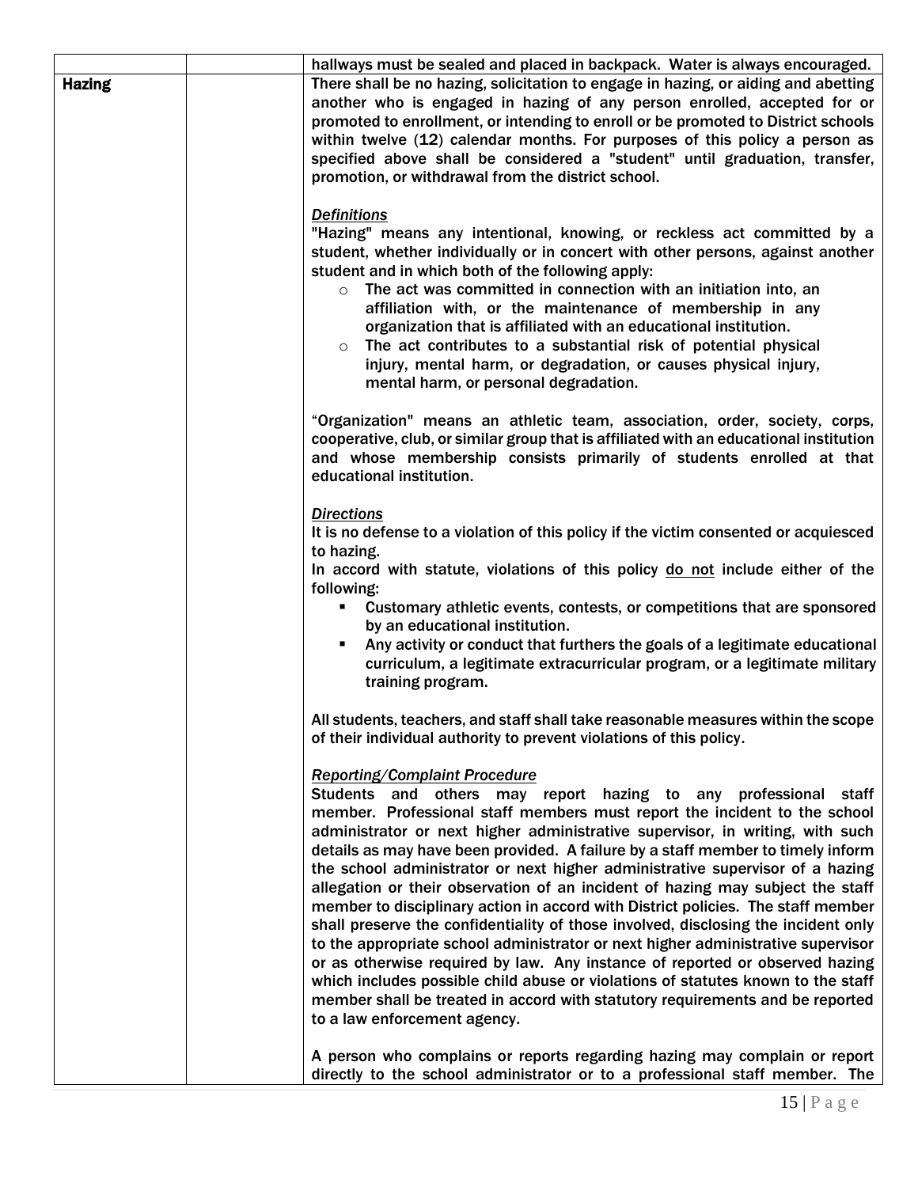| | | |
|---|---|---|
| | | hallways must be sealed and placed in backpack. Water is always encouraged. |
| **Hazing** | | There shall be no hazing, solicitation to engage in hazing, or aiding and abetting another who is engaged in hazing of any person enrolled, accepted for or promoted to enrollment, or intending to enroll or be promoted to District schools within twelve (12) calendar months. For purposes of this policy a person as specified above shall be considered a "student" until graduation, transfer, promotion, or withdrawal from the district school.<br><br>***Definitions***<br>"Hazing" means any intentional, knowing, or reckless act committed by a student, whether individually or in concert with other persons, against another student and in which both of the following apply:<br>○ The act was committed in connection with an initiation into, an affiliation with, or the maintenance of membership in any organization that is affiliated with an educational institution.<br>○ The act contributes to a substantial risk of potential physical injury, mental harm, or degradation, or causes physical injury, mental harm, or personal degradation.<br><br>"Organization" means an athletic team, association, order, society, corps, cooperative, club, or similar group that is affiliated with an educational institution and whose membership consists primarily of students enrolled at that educational institution.<br><br>***Directions***<br>It is no defense to a violation of this policy if the victim consented or acquiesced to hazing.<br>In accord with statute, violations of this policy do not include either of the following:<br>▪ Customary athletic events, contests, or competitions that are sponsored by an educational institution.<br>▪ Any activity or conduct that furthers the goals of a legitimate educational curriculum, a legitimate extracurricular program, or a legitimate military training program.<br><br>All students, teachers, and staff shall take reasonable measures within the scope of their individual authority to prevent violations of this policy.<br><br>***Reporting/Complaint Procedure***<br>Students and others may report hazing to any professional staff member. Professional staff members must report the incident to the school administrator or next higher administrative supervisor, in writing, with such details as may have been provided. A failure by a staff member to timely inform the school administrator or next higher administrative supervisor of a hazing allegation or their observation of an incident of hazing may subject the staff member to disciplinary action in accord with District policies. The staff member shall preserve the confidentiality of those involved, disclosing the incident only to the appropriate school administrator or next higher administrative supervisor or as otherwise required by law. Any instance of reported or observed hazing which includes possible child abuse or violations of statutes known to the staff member shall be treated in accord with statutory requirements and be reported to a law enforcement agency.<br><br>A person who complains or reports regarding hazing may complain or report directly to the school administrator or to a professional staff member. The |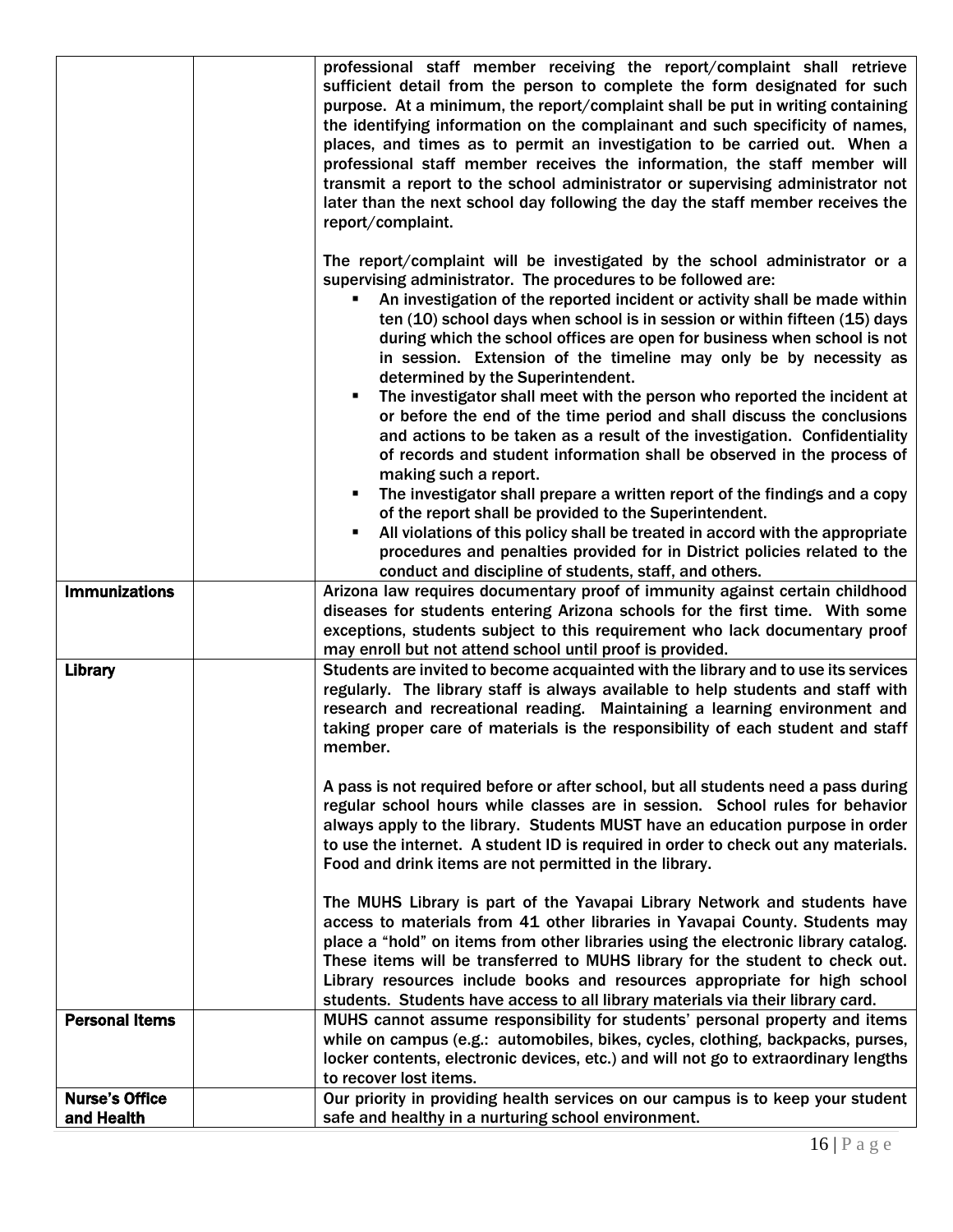| | | |
|---|---|---|
| | | professional staff member receiving the report/complaint shall retrieve sufficient detail from the person to complete the form designated for such purpose. At a minimum, the report/complaint shall be put in writing containing the identifying information on the complainant and such specificity of names, places, and times as to permit an investigation to be carried out. When a professional staff member receives the information, the staff member will transmit a report to the school administrator or supervising administrator not later than the next school day following the day the staff member receives the report/complaint.<br><br>The report/complaint will be investigated by the school administrator or a supervising administrator. The procedures to be followed are:<br>▪ An investigation of the reported incident or activity shall be made within ten (10) school days when school is in session or within fifteen (15) days during which the school offices are open for business when school is not in session. Extension of the timeline may only be by necessity as determined by the Superintendent.<br>▪ The investigator shall meet with the person who reported the incident at or before the end of the time period and shall discuss the conclusions and actions to be taken as a result of the investigation. Confidentiality of records and student information shall be observed in the process of making such a report.<br>▪ The investigator shall prepare a written report of the findings and a copy of the report shall be provided to the Superintendent.<br>▪ All violations of this policy shall be treated in accord with the appropriate procedures and penalties provided for in District policies related to the conduct and discipline of students, staff, and others. |
| **Immunizations** | | Arizona law requires documentary proof of immunity against certain childhood diseases for students entering Arizona schools for the first time. With some exceptions, students subject to this requirement who lack documentary proof may enroll but not attend school until proof is provided. |
| **Library** | | Students are invited to become acquainted with the library and to use its services regularly. The library staff is always available to help students and staff with research and recreational reading. Maintaining a learning environment and taking proper care of materials is the responsibility of each student and staff member.<br><br>A pass is not required before or after school, but all students need a pass during regular school hours while classes are in session. School rules for behavior always apply to the library. Students MUST have an education purpose in order to use the internet. A student ID is required in order to check out any materials. Food and drink items are not permitted in the library.<br><br>The MUHS Library is part of the Yavapai Library Network and students have access to materials from 41 other libraries in Yavapai County. Students may place a "hold" on items from other libraries using the electronic library catalog. These items will be transferred to MUHS library for the student to check out. Library resources include books and resources appropriate for high school students. Students have access to all library materials via their library card. |
| **Personal Items** | | MUHS cannot assume responsibility for students' personal property and items while on campus (e.g.: automobiles, bikes, cycles, clothing, backpacks, purses, locker contents, electronic devices, etc.) and will not go to extraordinary lengths to recover lost items. |
| **Nurse's Office and Health** | | Our priority in providing health services on our campus is to keep your student safe and healthy in a nurturing school environment. |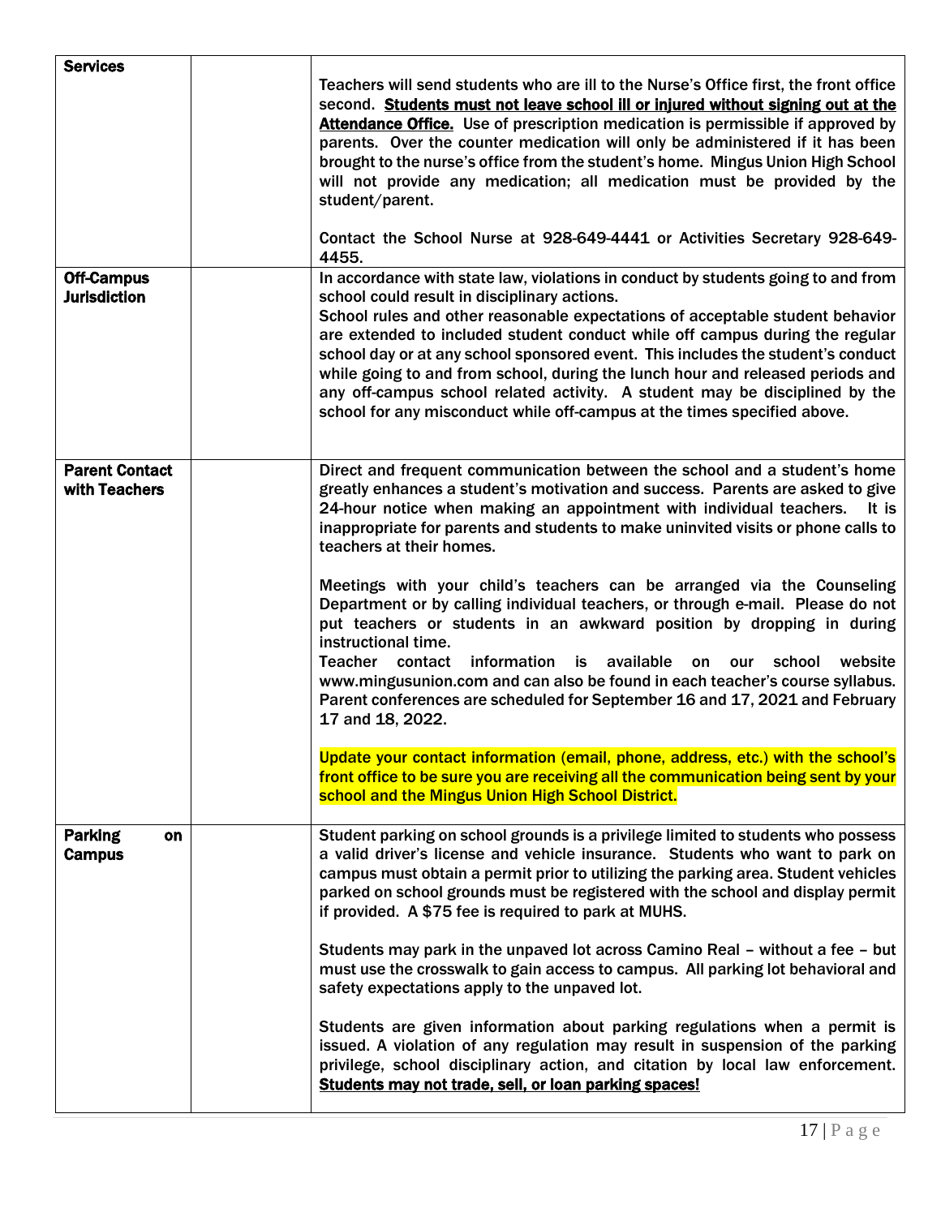| | | |
|---|---|---|
| **Services** | | Teachers will send students who are ill to the Nurse's Office first, the front office second. **Students must not leave school ill or injured without signing out at the Attendance Office.** Use of prescription medication is permissible if approved by parents. Over the counter medication will only be administered if it has been brought to the nurse's office from the student's home. Mingus Union High School will not provide any medication; all medication must be provided by the student/parent.<br><br>Contact the School Nurse at 928-649-4441 or Activities Secretary 928-649-4455. |
| **Off-Campus Jurisdiction** | | In accordance with state law, violations in conduct by students going to and from school could result in disciplinary actions.<br>School rules and other reasonable expectations of acceptable student behavior are extended to included student conduct while off campus during the regular school day or at any school sponsored event. This includes the student's conduct while going to and from school, during the lunch hour and released periods and any off-campus school related activity. A student may be disciplined by the school for any misconduct while off-campus at the times specified above. |
| **Parent Contact with Teachers** | | Direct and frequent communication between the school and a student's home greatly enhances a student's motivation and success. Parents are asked to give 24-hour notice when making an appointment with individual teachers. It is inappropriate for parents and students to make uninvited visits or phone calls to teachers at their homes.<br><br>Meetings with your child's teachers can be arranged via the Counseling Department or by calling individual teachers, or through e-mail. Please do not put teachers or students in an awkward position by dropping in during instructional time.<br>Teacher contact information is available on our school website www.mingusunion.com and can also be found in each teacher's course syllabus. Parent conferences are scheduled for September 16 and 17, 2021 and February 17 and 18, 2022.<br><br>Update your contact information (email, phone, address, etc.) with the school's front office to be sure you are receiving all the communication being sent by your school and the Mingus Union High School District. |
| **Parking on Campus** | | Student parking on school grounds is a privilege limited to students who possess a valid driver's license and vehicle insurance. Students who want to park on campus must obtain a permit prior to utilizing the parking area. Student vehicles parked on school grounds must be registered with the school and display permit if provided. A $75 fee is required to park at MUHS.<br><br>Students may park in the unpaved lot across Camino Real – without a fee – but must use the crosswalk to gain access to campus. All parking lot behavioral and safety expectations apply to the unpaved lot.<br><br>Students are given information about parking regulations when a permit is issued. A violation of any regulation may result in suspension of the parking privilege, school disciplinary action, and citation by local law enforcement. **Students may not trade, sell, or loan parking spaces!** |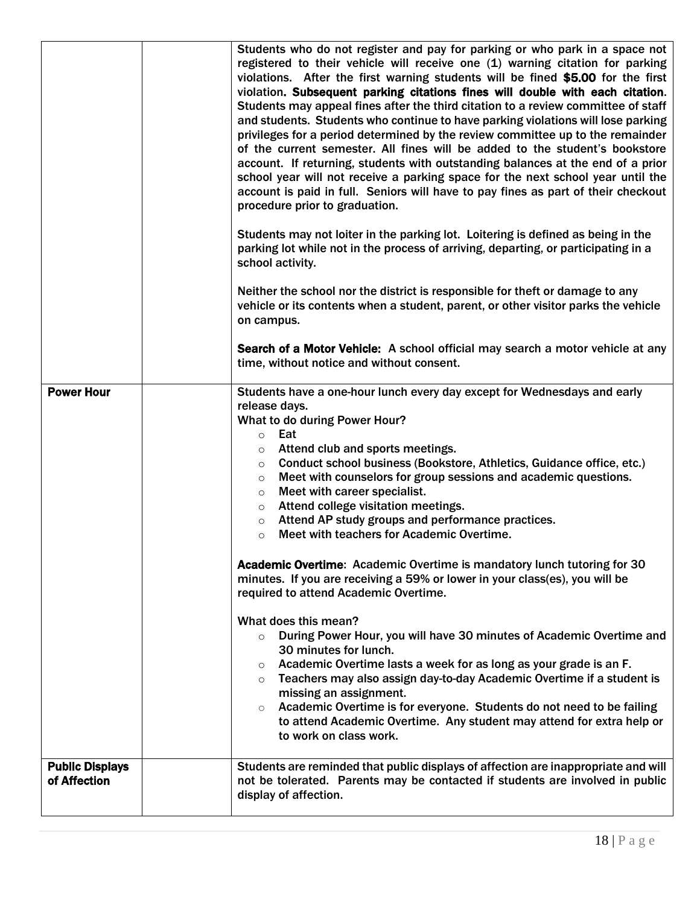| | | |
|---|---|---|
| | | Students who do not register and pay for parking or who park in a space not registered to their vehicle will receive one (1) warning citation for parking violations. After the first warning students will be fined **$5.00** for the first violation**. Subsequent parking citations fines will double with each citation**. Students may appeal fines after the third citation to a review committee of staff and students. Students who continue to have parking violations will lose parking privileges for a period determined by the review committee up to the remainder of the current semester. All fines will be added to the student's bookstore account. If returning, students with outstanding balances at the end of a prior school year will not receive a parking space for the next school year until the account is paid in full. Seniors will have to pay fines as part of their checkout procedure prior to graduation.<br><br>Students may not loiter in the parking lot. Loitering is defined as being in the parking lot while not in the process of arriving, departing, or participating in a school activity.<br><br>Neither the school nor the district is responsible for theft or damage to any vehicle or its contents when a student, parent, or other visitor parks the vehicle on campus.<br><br>**Search of a Motor Vehicle:** A school official may search a motor vehicle at any time, without notice and without consent. |
| **Power Hour** | | Students have a one-hour lunch every day except for Wednesdays and early release days.<br>What to do during Power Hour?<br>○ Eat<br>○ Attend club and sports meetings.<br>○ Conduct school business (Bookstore, Athletics, Guidance office, etc.)<br>○ Meet with counselors for group sessions and academic questions.<br>○ Meet with career specialist.<br>○ Attend college visitation meetings.<br>○ Attend AP study groups and performance practices.<br>○ Meet with teachers for Academic Overtime.<br><br>**Academic Overtime**: Academic Overtime is mandatory lunch tutoring for 30 minutes. If you are receiving a 59% or lower in your class(es), you will be required to attend Academic Overtime.<br><br>What does this mean?<br>○ During Power Hour, you will have 30 minutes of Academic Overtime and 30 minutes for lunch.<br>○ Academic Overtime lasts a week for as long as your grade is an F.<br>○ Teachers may also assign day-to-day Academic Overtime if a student is missing an assignment.<br>○ Academic Overtime is for everyone. Students do not need to be failing to attend Academic Overtime. Any student may attend for extra help or to work on class work. |
| **Public Displays of Affection** | | Students are reminded that public displays of affection are inappropriate and will not be tolerated. Parents may be contacted if students are involved in public display of affection. |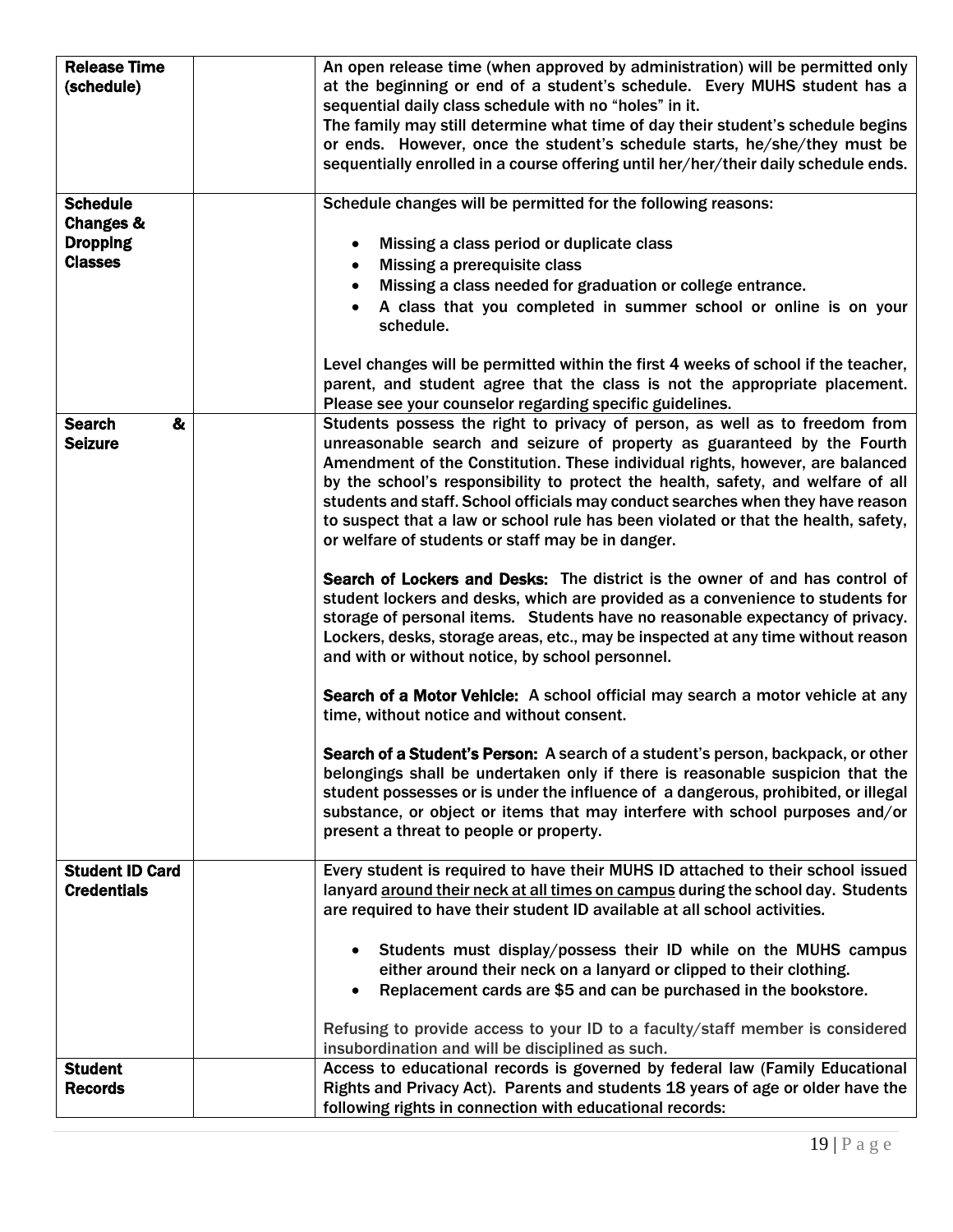| | | |
|---|---|---|
| **Release Time (schedule)** | | An open release time (when approved by administration) will be permitted only at the beginning or end of a student's schedule. Every MUHS student has a sequential daily class schedule with no "holes" in it.<br>The family may still determine what time of day their student's schedule begins or ends. However, once the student's schedule starts, he/she/they must be sequentially enrolled in a course offering until her/her/their daily schedule ends. |
| **Schedule Changes & Dropping Classes** | | Schedule changes will be permitted for the following reasons:<br>• Missing a class period or duplicate class<br>• Missing a prerequisite class<br>• Missing a class needed for graduation or college entrance.<br>• A class that you completed in summer school or online is on your schedule.<br><br>Level changes will be permitted within the first 4 weeks of school if the teacher, parent, and student agree that the class is not the appropriate placement. Please see your counselor regarding specific guidelines. |
| **Search & Seizure** | | Students possess the right to privacy of person, as well as to freedom from unreasonable search and seizure of property as guaranteed by the Fourth Amendment of the Constitution. These individual rights, however, are balanced by the school's responsibility to protect the health, safety, and welfare of all students and staff. School officials may conduct searches when they have reason to suspect that a law or school rule has been violated or that the health, safety, or welfare of students or staff may be in danger.<br><br>**Search of Lockers and Desks:** The district is the owner of and has control of student lockers and desks, which are provided as a convenience to students for storage of personal items. Students have no reasonable expectancy of privacy. Lockers, desks, storage areas, etc., may be inspected at any time without reason and with or without notice, by school personnel.<br><br>**Search of a Motor Vehicle:** A school official may search a motor vehicle at any time, without notice and without consent.<br><br>**Search of a Student's Person:** A search of a student's person, backpack, or other belongings shall be undertaken only if there is reasonable suspicion that the student possesses or is under the influence of a dangerous, prohibited, or illegal substance, or object or items that may interfere with school purposes and/or present a threat to people or property. |
| **Student ID Card Credentials** | | Every student is required to have their MUHS ID attached to their school issued lanyard <u>around their neck at all times on campus</u> during the school day. Students are required to have their student ID available at all school activities.<br>• Students must display/possess their ID while on the MUHS campus either around their neck on a lanyard or clipped to their clothing.<br>• Replacement cards are $5 and can be purchased in the bookstore.<br><br>Refusing to provide access to your ID to a faculty/staff member is considered insubordination and will be disciplined as such. |
| **Student Records** | | Access to educational records is governed by federal law (Family Educational Rights and Privacy Act). Parents and students 18 years of age or older have the following rights in connection with educational records: |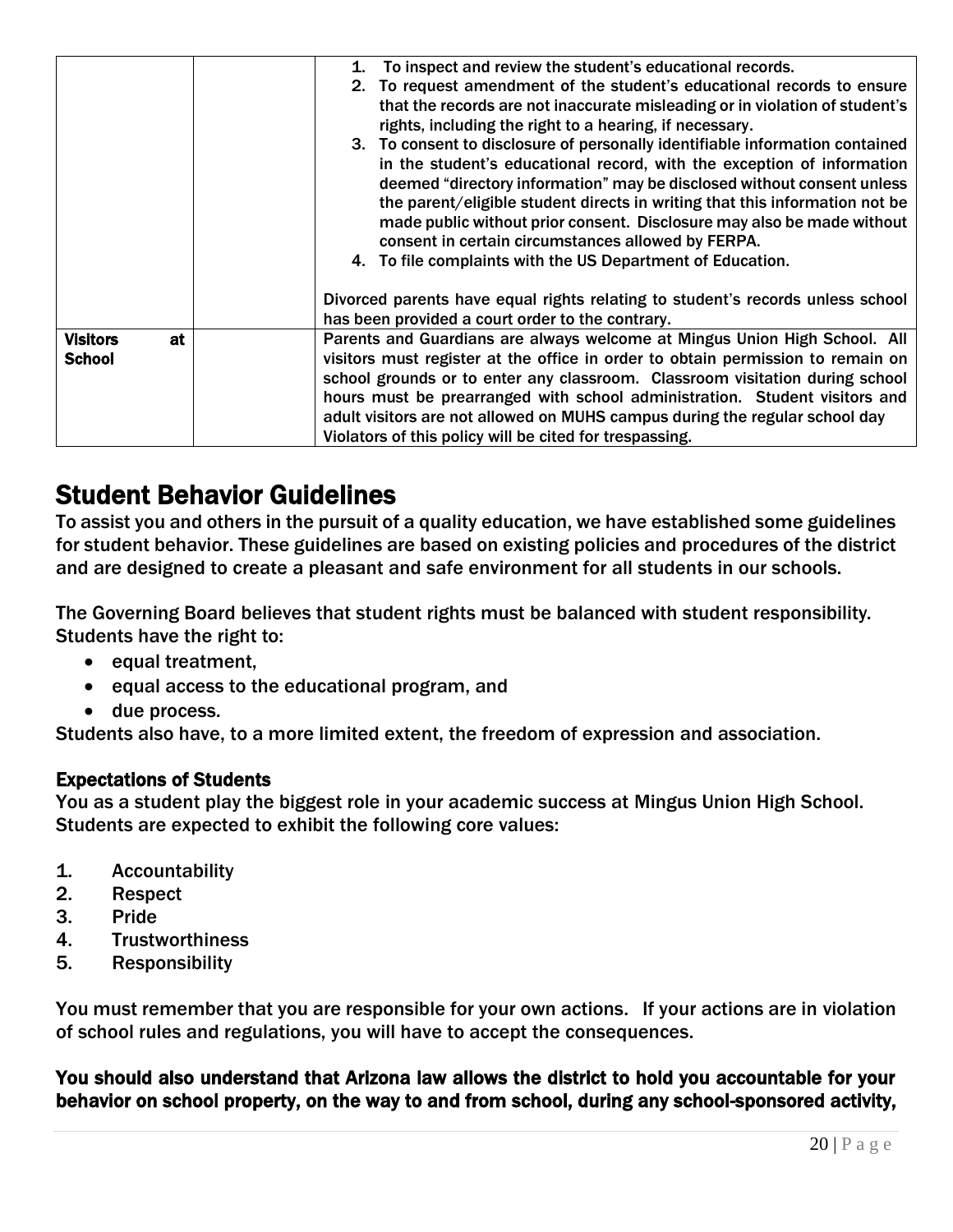| | | |
|---|---|---|
| | | 1. To inspect and review the student's educational records.<br>2. To request amendment of the student's educational records to ensure that the records are not inaccurate misleading or in violation of student's rights, including the right to a hearing, if necessary.<br>3. To consent to disclosure of personally identifiable information contained in the student's educational record, with the exception of information deemed "directory information" may be disclosed without consent unless the parent/eligible student directs in writing that this information not be made public without prior consent. Disclosure may also be made without consent in certain circumstances allowed by FERPA.<br>4. To file complaints with the US Department of Education.<br><br>Divorced parents have equal rights relating to student's records unless school has been provided a court order to the contrary. |
| **Visitors at School** | | Parents and Guardians are always welcome at Mingus Union High School. All visitors must register at the office in order to obtain permission to remain on school grounds or to enter any classroom. Classroom visitation during school hours must be prearranged with school administration. Student visitors and adult visitors are not allowed on MUHS campus during the regular school day Violators of this policy will be cited for trespassing. |

# Student Behavior Guidelines

To assist you and others in the pursuit of a quality education, we have established some guidelines for student behavior. These guidelines are based on existing policies and procedures of the district and are designed to create a pleasant and safe environment for all students in our schools.

The Governing Board believes that student rights must be balanced with student responsibility. Students have the right to:

- equal treatment,
- equal access to the educational program, and
- due process.

Students also have, to a more limited extent, the freedom of expression and association.

### Expectations of Students

You as a student play the biggest role in your academic success at Mingus Union High School. Students are expected to exhibit the following core values:

1. Accountability
2. Respect
3. Pride
4. Trustworthiness
5. Responsibility

You must remember that you are responsible for your own actions. If your actions are in violation of school rules and regulations, you will have to accept the consequences.

**You should also understand that Arizona law allows the district to hold you accountable for your behavior on school property, on the way to and from school, during any school-sponsored activity,**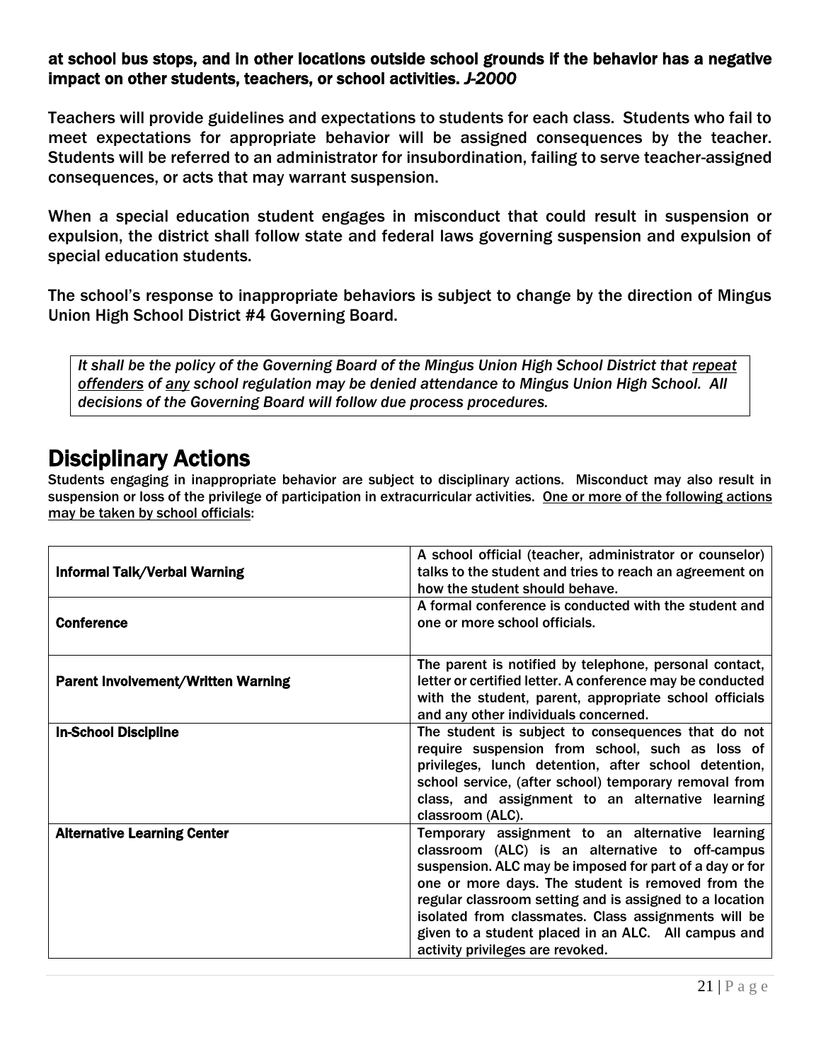**at school bus stops, and in other locations outside school grounds if the behavior has a negative impact on other students, teachers, or school activities.** ***J-2000***

Teachers will provide guidelines and expectations to students for each class. Students who fail to meet expectations for appropriate behavior will be assigned consequences by the teacher. Students will be referred to an administrator for insubordination, failing to serve teacher-assigned consequences, or acts that may warrant suspension.

When a special education student engages in misconduct that could result in suspension or expulsion, the district shall follow state and federal laws governing suspension and expulsion of special education students.

The school's response to inappropriate behaviors is subject to change by the direction of Mingus Union High School District #4 Governing Board.

> *It shall be the policy of the Governing Board of the Mingus Union High School District that <u>repeat offenders</u> of <u>any</u> school regulation may be denied attendance to Mingus Union High School. All decisions of the Governing Board will follow due process procedures.*

## Disciplinary Actions

Students engaging in inappropriate behavior are subject to disciplinary actions. Misconduct may also result in suspension or loss of the privilege of participation in extracurricular activities. <u>One or more of the following actions may be taken by school officials</u>:

| | |
|---|---|
| **Informal Talk/Verbal Warning** | A school official (teacher, administrator or counselor) talks to the student and tries to reach an agreement on how the student should behave. |
| **Conference** | A formal conference is conducted with the student and one or more school officials. |
| **Parent Involvement/Written Warning** | The parent is notified by telephone, personal contact, letter or certified letter. A conference may be conducted with the student, parent, appropriate school officials and any other individuals concerned. |
| **In-School Discipline** | The student is subject to consequences that do not require suspension from school, such as loss of privileges, lunch detention, after school detention, school service, (after school) temporary removal from class, and assignment to an alternative learning classroom (ALC). |
| **Alternative Learning Center** | Temporary assignment to an alternative learning classroom (ALC) is an alternative to off-campus suspension. ALC may be imposed for part of a day or for one or more days. The student is removed from the regular classroom setting and is assigned to a location isolated from classmates. Class assignments will be given to a student placed in an ALC. All campus and activity privileges are revoked. |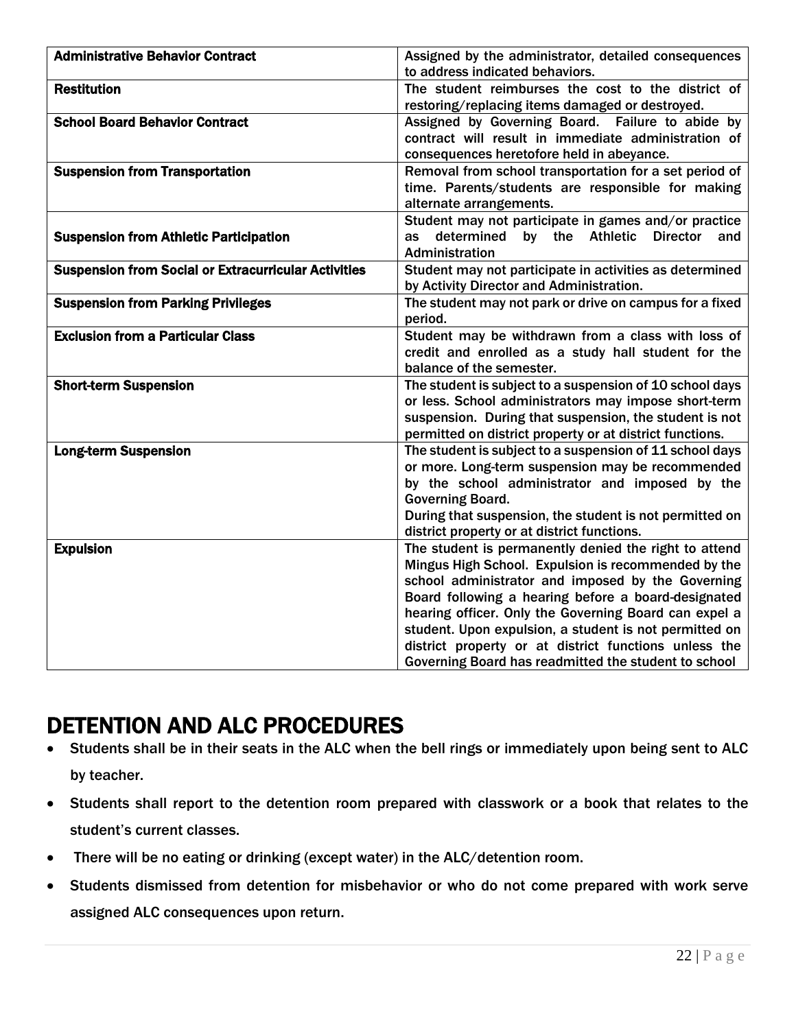| | |
|---|---|
| **Administrative Behavior Contract** | Assigned by the administrator, detailed consequences to address indicated behaviors. |
| **Restitution** | The student reimburses the cost to the district of restoring/replacing items damaged or destroyed. |
| **School Board Behavior Contract** | Assigned by Governing Board. Failure to abide by contract will result in immediate administration of consequences heretofore held in abeyance. |
| **Suspension from Transportation** | Removal from school transportation for a set period of time. Parents/students are responsible for making alternate arrangements. |
| **Suspension from Athletic Participation** | Student may not participate in games and/or practice as determined by the Athletic Director and Administration |
| **Suspension from Social or Extracurricular Activities** | Student may not participate in activities as determined by Activity Director and Administration. |
| **Suspension from Parking Privileges** | The student may not park or drive on campus for a fixed period. |
| **Exclusion from a Particular Class** | Student may be withdrawn from a class with loss of credit and enrolled as a study hall student for the balance of the semester. |
| **Short-term Suspension** | The student is subject to a suspension of 10 school days or less. School administrators may impose short-term suspension. During that suspension, the student is not permitted on district property or at district functions. |
| **Long-term Suspension** | The student is subject to a suspension of 11 school days or more. Long-term suspension may be recommended by the school administrator and imposed by the Governing Board. During that suspension, the student is not permitted on district property or at district functions. |
| **Expulsion** | The student is permanently denied the right to attend Mingus High School. Expulsion is recommended by the school administrator and imposed by the Governing Board following a hearing before a board-designated hearing officer. Only the Governing Board can expel a student. Upon expulsion, a student is not permitted on district property or at district functions unless the Governing Board has readmitted the student to school |

# DETENTION AND ALC PROCEDURES

- Students shall be in their seats in the ALC when the bell rings or immediately upon being sent to ALC by teacher.
- Students shall report to the detention room prepared with classwork or a book that relates to the student's current classes.
- There will be no eating or drinking (except water) in the ALC/detention room.
- Students dismissed from detention for misbehavior or who do not come prepared with work serve assigned ALC consequences upon return.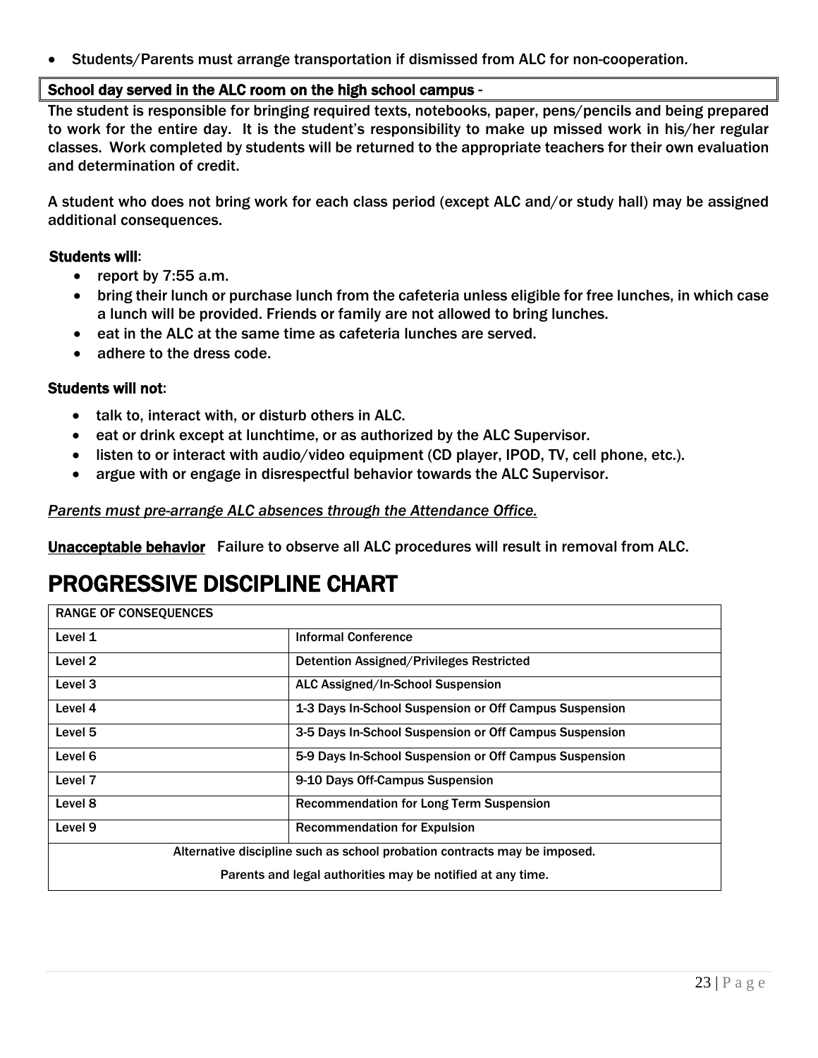- Students/Parents must arrange transportation if dismissed from ALC for non-cooperation.

**School day served in the ALC room on the high school campus** -

The student is responsible for bringing required texts, notebooks, paper, pens/pencils and being prepared to work for the entire day. It is the student's responsibility to make up missed work in his/her regular classes. Work completed by students will be returned to the appropriate teachers for their own evaluation and determination of credit.

A student who does not bring work for each class period (except ALC and/or study hall) may be assigned additional consequences.

**Students will**:

- report by 7:55 a.m.
- bring their lunch or purchase lunch from the cafeteria unless eligible for free lunches, in which case a lunch will be provided. Friends or family are not allowed to bring lunches.
- eat in the ALC at the same time as cafeteria lunches are served.
- adhere to the dress code.

**Students will not**:

- talk to, interact with, or disturb others in ALC.
- eat or drink except at lunchtime, or as authorized by the ALC Supervisor.
- listen to or interact with audio/video equipment (CD player, IPOD, TV, cell phone, etc.).
- argue with or engage in disrespectful behavior towards the ALC Supervisor.

*Parents must pre-arrange ALC absences through the Attendance Office.*

**Unacceptable behavior** Failure to observe all ALC procedures will result in removal from ALC.

# PROGRESSIVE DISCIPLINE CHART

| RANGE OF CONSEQUENCES | |
|---|---|
| Level 1 | Informal Conference |
| Level 2 | Detention Assigned/Privileges Restricted |
| Level 3 | ALC Assigned/In-School Suspension |
| Level 4 | 1-3 Days In-School Suspension or Off Campus Suspension |
| Level 5 | 3-5 Days In-School Suspension or Off Campus Suspension |
| Level 6 | 5-9 Days In-School Suspension or Off Campus Suspension |
| Level 7 | 9-10 Days Off-Campus Suspension |
| Level 8 | Recommendation for Long Term Suspension |
| Level 9 | Recommendation for Expulsion |
| Alternative discipline such as school probation contracts may be imposed. | |
| Parents and legal authorities may be notified at any time. | |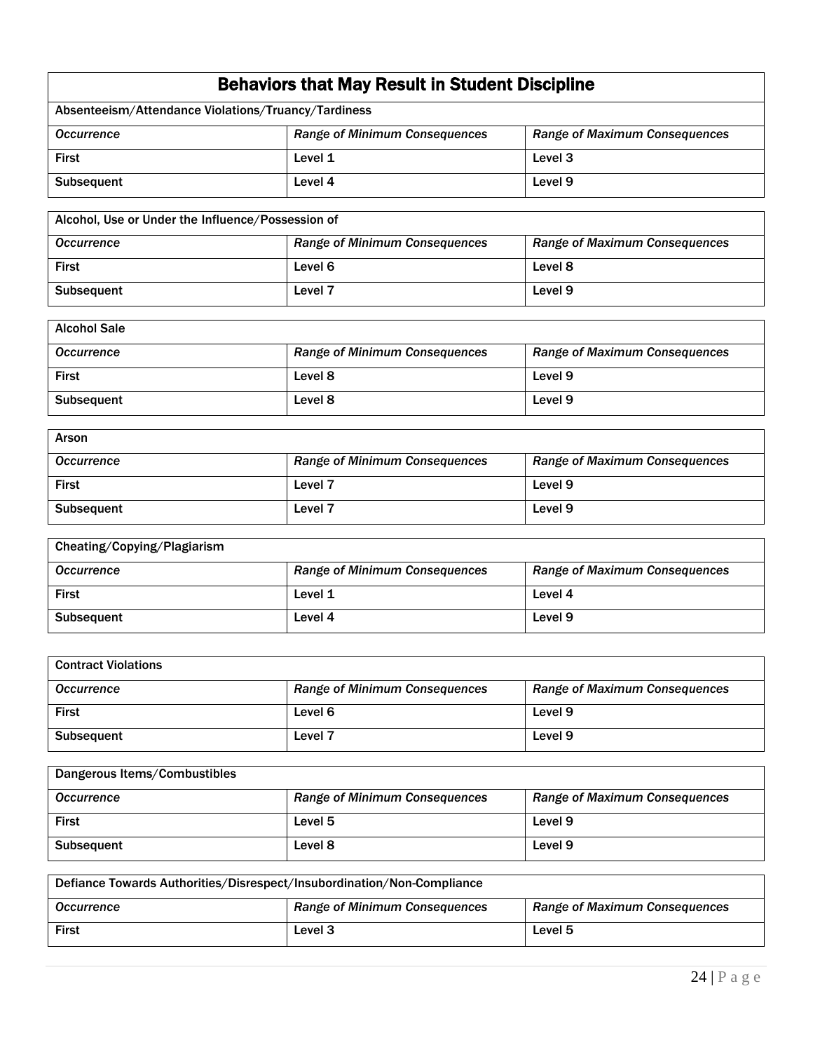## Behaviors that May Result in Student Discipline

| Absenteeism/Attendance Violations/Truancy/Tardiness | | |
|---|---|---|
| *Occurrence* | *Range of Minimum Consequences* | *Range of Maximum Consequences* |
| First | Level 1 | Level 3 |
| Subsequent | Level 4 | Level 9 |

| Alcohol, Use or Under the Influence/Possession of | | |
|---|---|---|
| *Occurrence* | *Range of Minimum Consequences* | *Range of Maximum Consequences* |
| First | Level 6 | Level 8 |
| Subsequent | Level 7 | Level 9 |

| Alcohol Sale | | |
|---|---|---|
| *Occurrence* | *Range of Minimum Consequences* | *Range of Maximum Consequences* |
| First | Level 8 | Level 9 |
| Subsequent | Level 8 | Level 9 |

| Arson | | |
|---|---|---|
| *Occurrence* | *Range of Minimum Consequences* | *Range of Maximum Consequences* |
| First | Level 7 | Level 9 |
| Subsequent | Level 7 | Level 9 |

| Cheating/Copying/Plagiarism | | |
|---|---|---|
| *Occurrence* | *Range of Minimum Consequences* | *Range of Maximum Consequences* |
| First | Level 1 | Level 4 |
| Subsequent | Level 4 | Level 9 |

| Contract Violations | | |
|---|---|---|
| *Occurrence* | *Range of Minimum Consequences* | *Range of Maximum Consequences* |
| First | Level 6 | Level 9 |
| Subsequent | Level 7 | Level 9 |

| Dangerous Items/Combustibles | | |
|---|---|---|
| *Occurrence* | *Range of Minimum Consequences* | *Range of Maximum Consequences* |
| First | Level 5 | Level 9 |
| Subsequent | Level 8 | Level 9 |

| Defiance Towards Authorities/Disrespect/Insubordination/Non-Compliance | | |
|---|---|---|
| *Occurrence* | *Range of Minimum Consequences* | *Range of Maximum Consequences* |
| First | Level 3 | Level 5 |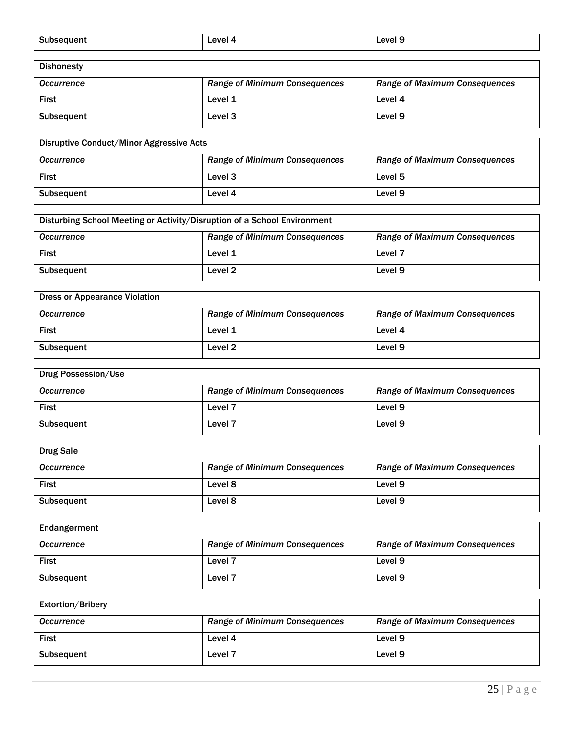| Subsequent | Level 4 | Level 9 |
|---|---|---|

| Dishonesty | | |
|---|---|---|
| *Occurrence* | *Range of Minimum Consequences* | *Range of Maximum Consequences* |
| First | Level 1 | Level 4 |
| Subsequent | Level 3 | Level 9 |

| Disruptive Conduct/Minor Aggressive Acts | | |
|---|---|---|
| *Occurrence* | *Range of Minimum Consequences* | *Range of Maximum Consequences* |
| First | Level 3 | Level 5 |
| Subsequent | Level 4 | Level 9 |

| Disturbing School Meeting or Activity/Disruption of a School Environment | | |
|---|---|---|
| *Occurrence* | *Range of Minimum Consequences* | *Range of Maximum Consequences* |
| First | Level 1 | Level 7 |
| Subsequent | Level 2 | Level 9 |

| Dress or Appearance Violation | | |
|---|---|---|
| *Occurrence* | *Range of Minimum Consequences* | *Range of Maximum Consequences* |
| First | Level 1 | Level 4 |
| Subsequent | Level 2 | Level 9 |

| Drug Possession/Use | | |
|---|---|---|
| *Occurrence* | *Range of Minimum Consequences* | *Range of Maximum Consequences* |
| First | Level 7 | Level 9 |
| Subsequent | Level 7 | Level 9 |

| Drug Sale | | |
|---|---|---|
| *Occurrence* | *Range of Minimum Consequences* | *Range of Maximum Consequences* |
| First | Level 8 | Level 9 |
| Subsequent | Level 8 | Level 9 |

| Endangerment | | |
|---|---|---|
| *Occurrence* | *Range of Minimum Consequences* | *Range of Maximum Consequences* |
| First | Level 7 | Level 9 |
| Subsequent | Level 7 | Level 9 |

| Extortion/Bribery | | |
|---|---|---|
| *Occurrence* | *Range of Minimum Consequences* | *Range of Maximum Consequences* |
| First | Level 4 | Level 9 |
| Subsequent | Level 7 | Level 9 |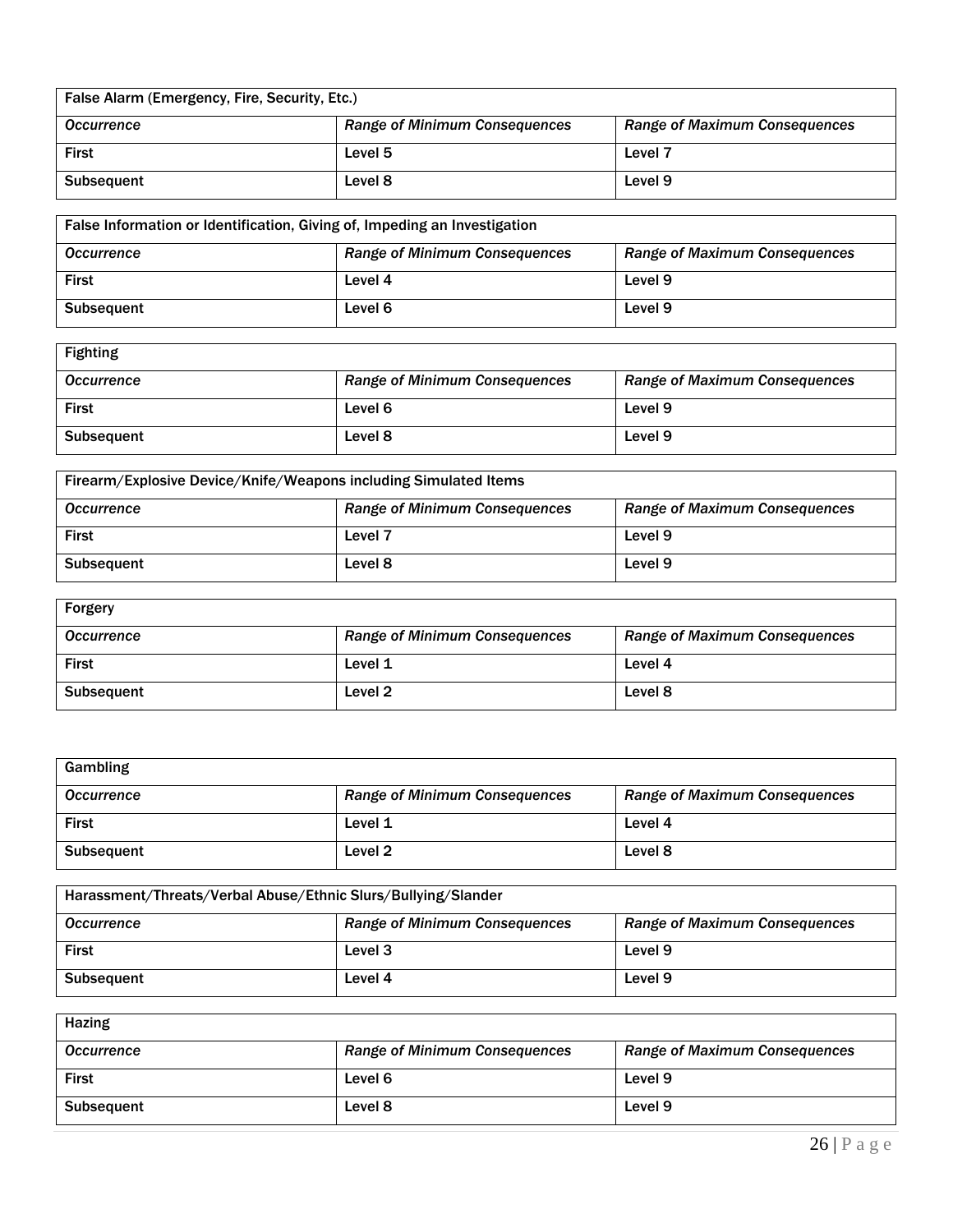| False Alarm (Emergency, Fire, Security, Etc.) | | |
|---|---|---|
| *Occurrence* | *Range of Minimum Consequences* | *Range of Maximum Consequences* |
| First | Level 5 | Level 7 |
| Subsequent | Level 8 | Level 9 |

| False Information or Identification, Giving of, Impeding an Investigation | | |
|---|---|---|
| *Occurrence* | *Range of Minimum Consequences* | *Range of Maximum Consequences* |
| First | Level 4 | Level 9 |
| Subsequent | Level 6 | Level 9 |

| Fighting | | |
|---|---|---|
| *Occurrence* | *Range of Minimum Consequences* | *Range of Maximum Consequences* |
| First | Level 6 | Level 9 |
| Subsequent | Level 8 | Level 9 |

| Firearm/Explosive Device/Knife/Weapons including Simulated Items | | |
|---|---|---|
| *Occurrence* | *Range of Minimum Consequences* | *Range of Maximum Consequences* |
| First | Level 7 | Level 9 |
| Subsequent | Level 8 | Level 9 |

| Forgery | | |
|---|---|---|
| *Occurrence* | *Range of Minimum Consequences* | *Range of Maximum Consequences* |
| First | Level 1 | Level 4 |
| Subsequent | Level 2 | Level 8 |

| Gambling | | |
|---|---|---|
| *Occurrence* | *Range of Minimum Consequences* | *Range of Maximum Consequences* |
| First | Level 1 | Level 4 |
| Subsequent | Level 2 | Level 8 |

| Harassment/Threats/Verbal Abuse/Ethnic Slurs/Bullying/Slander | | |
|---|---|---|
| *Occurrence* | *Range of Minimum Consequences* | *Range of Maximum Consequences* |
| First | Level 3 | Level 9 |
| Subsequent | Level 4 | Level 9 |

| Hazing | | |
|---|---|---|
| *Occurrence* | *Range of Minimum Consequences* | *Range of Maximum Consequences* |
| First | Level 6 | Level 9 |
| Subsequent | Level 8 | Level 9 |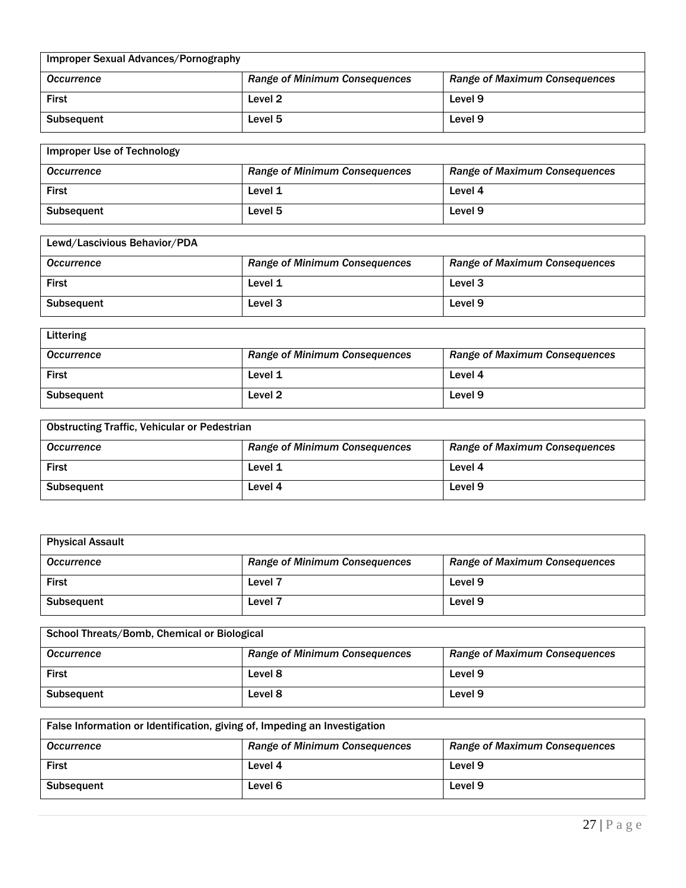| Improper Sexual Advances/Pornography | | |
| --- | --- | --- |
| *Occurrence* | *Range of Minimum Consequences* | *Range of Maximum Consequences* |
| First | Level 2 | Level 9 |
| Subsequent | Level 5 | Level 9 |

| Improper Use of Technology | | |
| --- | --- | --- |
| *Occurrence* | *Range of Minimum Consequences* | *Range of Maximum Consequences* |
| First | Level 1 | Level 4 |
| Subsequent | Level 5 | Level 9 |

| Lewd/Lascivious Behavior/PDA | | |
| --- | --- | --- |
| *Occurrence* | *Range of Minimum Consequences* | *Range of Maximum Consequences* |
| First | Level 1 | Level 3 |
| Subsequent | Level 3 | Level 9 |

| Littering | | |
| --- | --- | --- |
| *Occurrence* | *Range of Minimum Consequences* | *Range of Maximum Consequences* |
| First | Level 1 | Level 4 |
| Subsequent | Level 2 | Level 9 |

| Obstructing Traffic, Vehicular or Pedestrian | | |
| --- | --- | --- |
| *Occurrence* | *Range of Minimum Consequences* | *Range of Maximum Consequences* |
| First | Level 1 | Level 4 |
| Subsequent | Level 4 | Level 9 |

| Physical Assault | | |
| --- | --- | --- |
| *Occurrence* | *Range of Minimum Consequences* | *Range of Maximum Consequences* |
| First | Level 7 | Level 9 |
| Subsequent | Level 7 | Level 9 |

| School Threats/Bomb, Chemical or Biological | | |
| --- | --- | --- |
| *Occurrence* | *Range of Minimum Consequences* | *Range of Maximum Consequences* |
| First | Level 8 | Level 9 |
| Subsequent | Level 8 | Level 9 |

| False Information or Identification, giving of, Impeding an Investigation | | |
| --- | --- | --- |
| *Occurrence* | *Range of Minimum Consequences* | *Range of Maximum Consequences* |
| First | Level 4 | Level 9 |
| Subsequent | Level 6 | Level 9 |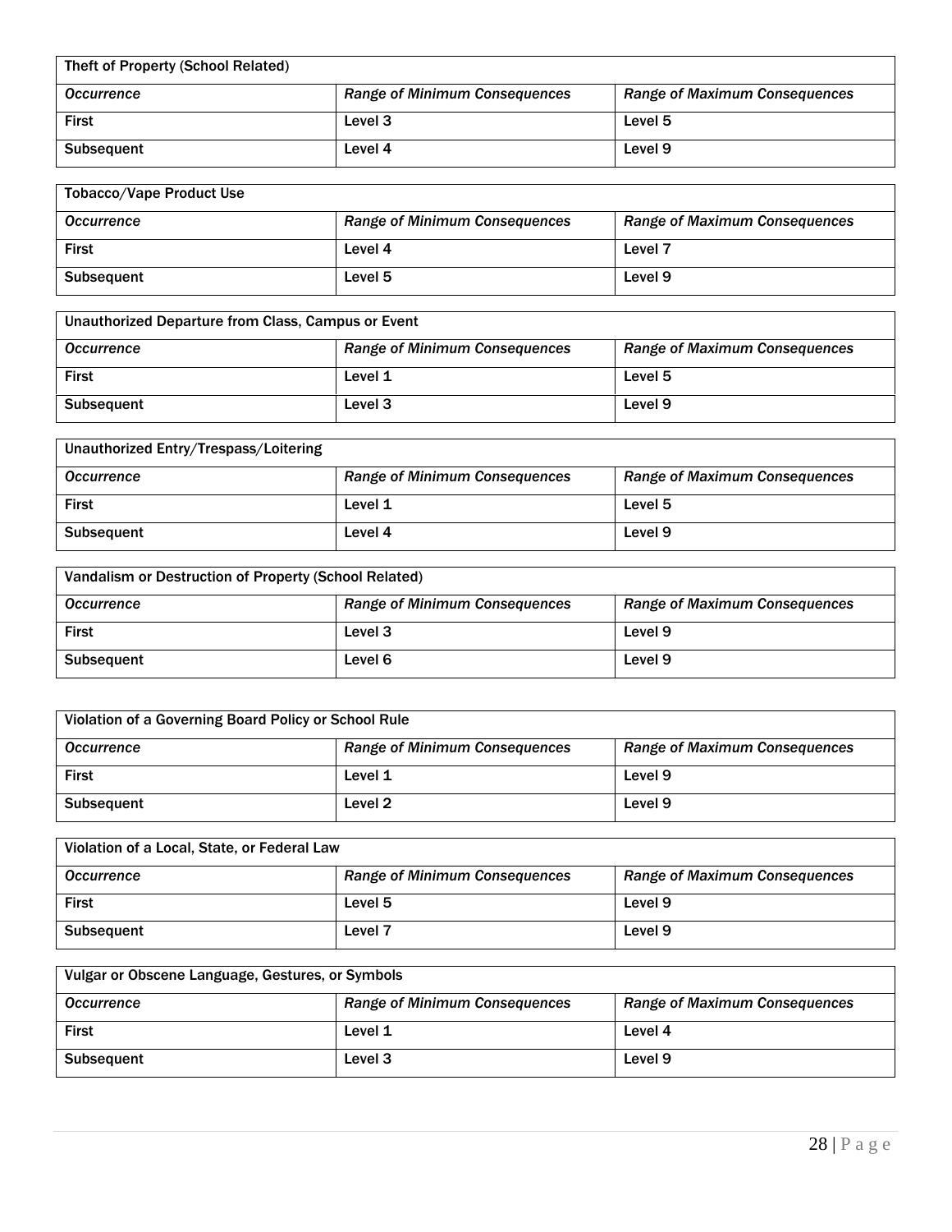| Theft of Property (School Related) | | |
|---|---|---|
| *Occurrence* | *Range of Minimum Consequences* | *Range of Maximum Consequences* |
| First | Level 3 | Level 5 |
| Subsequent | Level 4 | Level 9 |

| Tobacco/Vape Product Use | | |
|---|---|---|
| *Occurrence* | *Range of Minimum Consequences* | *Range of Maximum Consequences* |
| First | Level 4 | Level 7 |
| Subsequent | Level 5 | Level 9 |

| Unauthorized Departure from Class, Campus or Event | | |
|---|---|---|
| *Occurrence* | *Range of Minimum Consequences* | *Range of Maximum Consequences* |
| First | Level 1 | Level 5 |
| Subsequent | Level 3 | Level 9 |

| Unauthorized Entry/Trespass/Loitering | | |
|---|---|---|
| *Occurrence* | *Range of Minimum Consequences* | *Range of Maximum Consequences* |
| First | Level 1 | Level 5 |
| Subsequent | Level 4 | Level 9 |

| Vandalism or Destruction of Property (School Related) | | |
|---|---|---|
| *Occurrence* | *Range of Minimum Consequences* | *Range of Maximum Consequences* |
| First | Level 3 | Level 9 |
| Subsequent | Level 6 | Level 9 |

| Violation of a Governing Board Policy or School Rule | | |
|---|---|---|
| *Occurrence* | *Range of Minimum Consequences* | *Range of Maximum Consequences* |
| First | Level 1 | Level 9 |
| Subsequent | Level 2 | Level 9 |

| Violation of a Local, State, or Federal Law | | |
|---|---|---|
| *Occurrence* | *Range of Minimum Consequences* | *Range of Maximum Consequences* |
| First | Level 5 | Level 9 |
| Subsequent | Level 7 | Level 9 |

| Vulgar or Obscene Language, Gestures, or Symbols | | |
|---|---|---|
| *Occurrence* | *Range of Minimum Consequences* | *Range of Maximum Consequences* |
| First | Level 1 | Level 4 |
| Subsequent | Level 3 | Level 9 |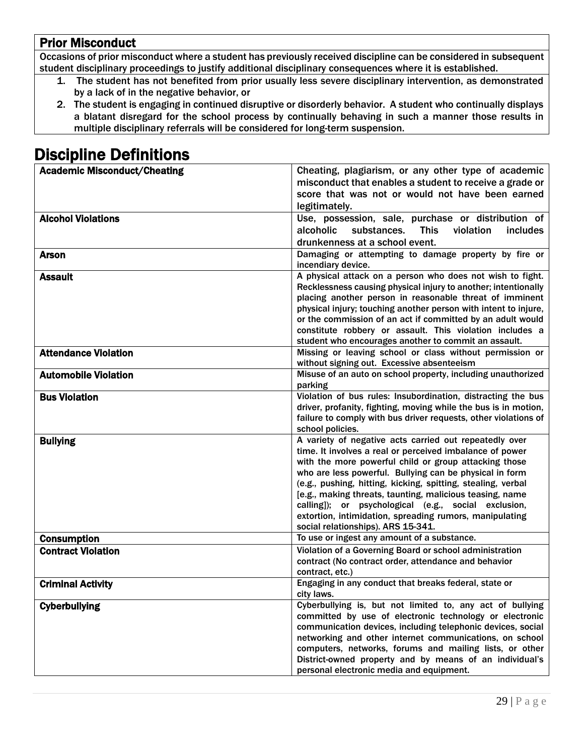## Prior Misconduct

Occasions of prior misconduct where a student has previously received discipline can be considered in subsequent student disciplinary proceedings to justify additional disciplinary consequences where it is established.

1. The student has not benefited from prior usually less severe disciplinary intervention, as demonstrated by a lack of in the negative behavior, or
2. The student is engaging in continued disruptive or disorderly behavior. A student who continually displays a blatant disregard for the school process by continually behaving in such a manner those results in multiple disciplinary referrals will be considered for long-term suspension.

# Discipline Definitions

| | |
|---|---|
| **Academic Misconduct/Cheating** | Cheating, plagiarism, or any other type of academic misconduct that enables a student to receive a grade or score that was not or would not have been earned legitimately. |
| **Alcohol Violations** | Use, possession, sale, purchase or distribution of alcoholic substances. This violation includes drunkenness at a school event. |
| **Arson** | Damaging or attempting to damage property by fire or incendiary device. |
| **Assault** | A physical attack on a person who does not wish to fight. Recklessness causing physical injury to another; intentionally placing another person in reasonable threat of imminent physical injury; touching another person with intent to injure, or the commission of an act if committed by an adult would constitute robbery or assault. This violation includes a student who encourages another to commit an assault. |
| **Attendance Violation** | Missing or leaving school or class without permission or without signing out. Excessive absenteeism |
| **Automobile Violation** | Misuse of an auto on school property, including unauthorized parking |
| **Bus Violation** | Violation of bus rules: Insubordination, distracting the bus driver, profanity, fighting, moving while the bus is in motion, failure to comply with bus driver requests, other violations of school policies. |
| **Bullying** | A variety of negative acts carried out repeatedly over time. It involves a real or perceived imbalance of power with the more powerful child or group attacking those who are less powerful. Bullying can be physical in form (e.g., pushing, hitting, kicking, spitting, stealing, verbal [e.g., making threats, taunting, malicious teasing, name calling]); or psychological (e.g., social exclusion, extortion, intimidation, spreading rumors, manipulating social relationships). ARS 15-341. |
| **Consumption** | To use or ingest any amount of a substance. |
| **Contract Violation** | Violation of a Governing Board or school administration contract (No contract order, attendance and behavior contract, etc.) |
| **Criminal Activity** | Engaging in any conduct that breaks federal, state or city laws. |
| **Cyberbullying** | Cyberbullying is, but not limited to, any act of bullying committed by use of electronic technology or electronic communication devices, including telephonic devices, social networking and other internet communications, on school computers, networks, forums and mailing lists, or other District-owned property and by means of an individual's personal electronic media and equipment. |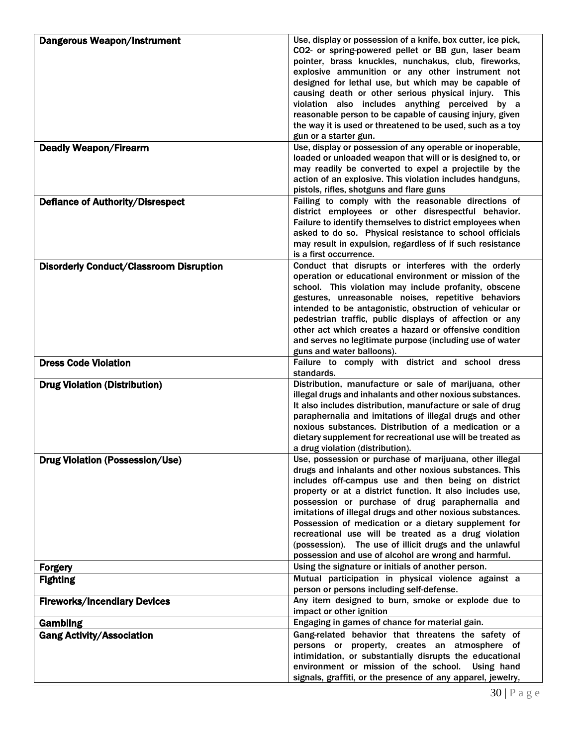| | |
|---|---|
| **Dangerous Weapon/Instrument** | Use, display or possession of a knife, box cutter, ice pick, CO2- or spring-powered pellet or BB gun, laser beam pointer, brass knuckles, nunchakus, club, fireworks, explosive ammunition or any other instrument not designed for lethal use, but which may be capable of causing death or other serious physical injury. This violation also includes anything perceived by a reasonable person to be capable of causing injury, given the way it is used or threatened to be used, such as a toy gun or a starter gun. |
| **Deadly Weapon/Firearm** | Use, display or possession of any operable or inoperable, loaded or unloaded weapon that will or is designed to, or may readily be converted to expel a projectile by the action of an explosive. This violation includes handguns, pistols, rifles, shotguns and flare guns |
| **Defiance of Authority/Disrespect** | Failing to comply with the reasonable directions of district employees or other disrespectful behavior. Failure to identify themselves to district employees when asked to do so. Physical resistance to school officials may result in expulsion, regardless of if such resistance is a first occurrence. |
| **Disorderly Conduct/Classroom Disruption** | Conduct that disrupts or interferes with the orderly operation or educational environment or mission of the school. This violation may include profanity, obscene gestures, unreasonable noises, repetitive behaviors intended to be antagonistic, obstruction of vehicular or pedestrian traffic, public displays of affection or any other act which creates a hazard or offensive condition and serves no legitimate purpose (including use of water guns and water balloons). |
| **Dress Code Violation** | Failure to comply with district and school dress standards. |
| **Drug Violation (Distribution)** | Distribution, manufacture or sale of marijuana, other illegal drugs and inhalants and other noxious substances. It also includes distribution, manufacture or sale of drug paraphernalia and imitations of illegal drugs and other noxious substances. Distribution of a medication or a dietary supplement for recreational use will be treated as a drug violation (distribution). |
| **Drug Violation (Possession/Use)** | Use, possession or purchase of marijuana, other illegal drugs and inhalants and other noxious substances. This includes off-campus use and then being on district property or at a district function. It also includes use, possession or purchase of drug paraphernalia and imitations of illegal drugs and other noxious substances. Possession of medication or a dietary supplement for recreational use will be treated as a drug violation (possession). The use of illicit drugs and the unlawful possession and use of alcohol are wrong and harmful. |
| **Forgery** | Using the signature or initials of another person. |
| **Fighting** | Mutual participation in physical violence against a person or persons including self-defense. |
| **Fireworks/Incendiary Devices** | Any item designed to burn, smoke or explode due to impact or other ignition |
| **Gambling** | Engaging in games of chance for material gain. |
| **Gang Activity/Association** | Gang-related behavior that threatens the safety of persons or property, creates an atmosphere of intimidation, or substantially disrupts the educational environment or mission of the school. Using hand signals, graffiti, or the presence of any apparel, jewelry, |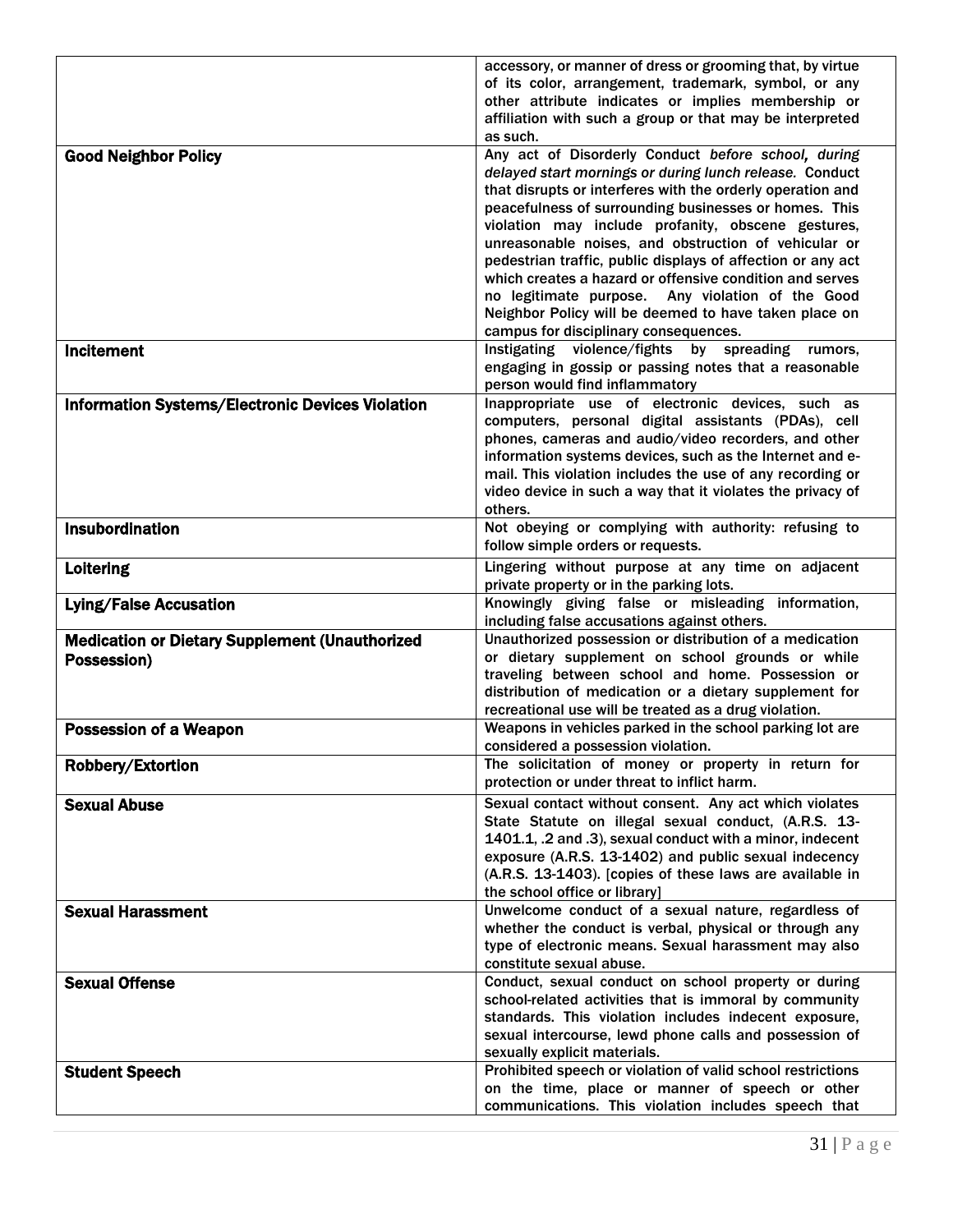| | |
|---|---|
| | accessory, or manner of dress or grooming that, by virtue of its color, arrangement, trademark, symbol, or any other attribute indicates or implies membership or affiliation with such a group or that may be interpreted as such. |
| **Good Neighbor Policy** | Any act of Disorderly Conduct *before school, during delayed start mornings or during lunch release.* Conduct that disrupts or interferes with the orderly operation and peacefulness of surrounding businesses or homes. This violation may include profanity, obscene gestures, unreasonable noises, and obstruction of vehicular or pedestrian traffic, public displays of affection or any act which creates a hazard or offensive condition and serves no legitimate purpose. Any violation of the Good Neighbor Policy will be deemed to have taken place on campus for disciplinary consequences. |
| **Incitement** | Instigating violence/fights by spreading rumors, engaging in gossip or passing notes that a reasonable person would find inflammatory |
| **Information Systems/Electronic Devices Violation** | Inappropriate use of electronic devices, such as computers, personal digital assistants (PDAs), cell phones, cameras and audio/video recorders, and other information systems devices, such as the Internet and e-mail. This violation includes the use of any recording or video device in such a way that it violates the privacy of others. |
| **Insubordination** | Not obeying or complying with authority: refusing to follow simple orders or requests. |
| **Loitering** | Lingering without purpose at any time on adjacent private property or in the parking lots. |
| **Lying/False Accusation** | Knowingly giving false or misleading information, including false accusations against others. |
| **Medication or Dietary Supplement (Unauthorized Possession)** | Unauthorized possession or distribution of a medication or dietary supplement on school grounds or while traveling between school and home. Possession or distribution of medication or a dietary supplement for recreational use will be treated as a drug violation. |
| **Possession of a Weapon** | Weapons in vehicles parked in the school parking lot are considered a possession violation. |
| **Robbery/Extortion** | The solicitation of money or property in return for protection or under threat to inflict harm. |
| **Sexual Abuse** | Sexual contact without consent. Any act which violates State Statute on illegal sexual conduct, (A.R.S. 13-1401.1, .2 and .3), sexual conduct with a minor, indecent exposure (A.R.S. 13-1402) and public sexual indecency (A.R.S. 13-1403). [copies of these laws are available in the school office or library] |
| **Sexual Harassment** | Unwelcome conduct of a sexual nature, regardless of whether the conduct is verbal, physical or through any type of electronic means. Sexual harassment may also constitute sexual abuse. |
| **Sexual Offense** | Conduct, sexual conduct on school property or during school-related activities that is immoral by community standards. This violation includes indecent exposure, sexual intercourse, lewd phone calls and possession of sexually explicit materials. |
| **Student Speech** | Prohibited speech or violation of valid school restrictions on the time, place or manner of speech or other communications. This violation includes speech that |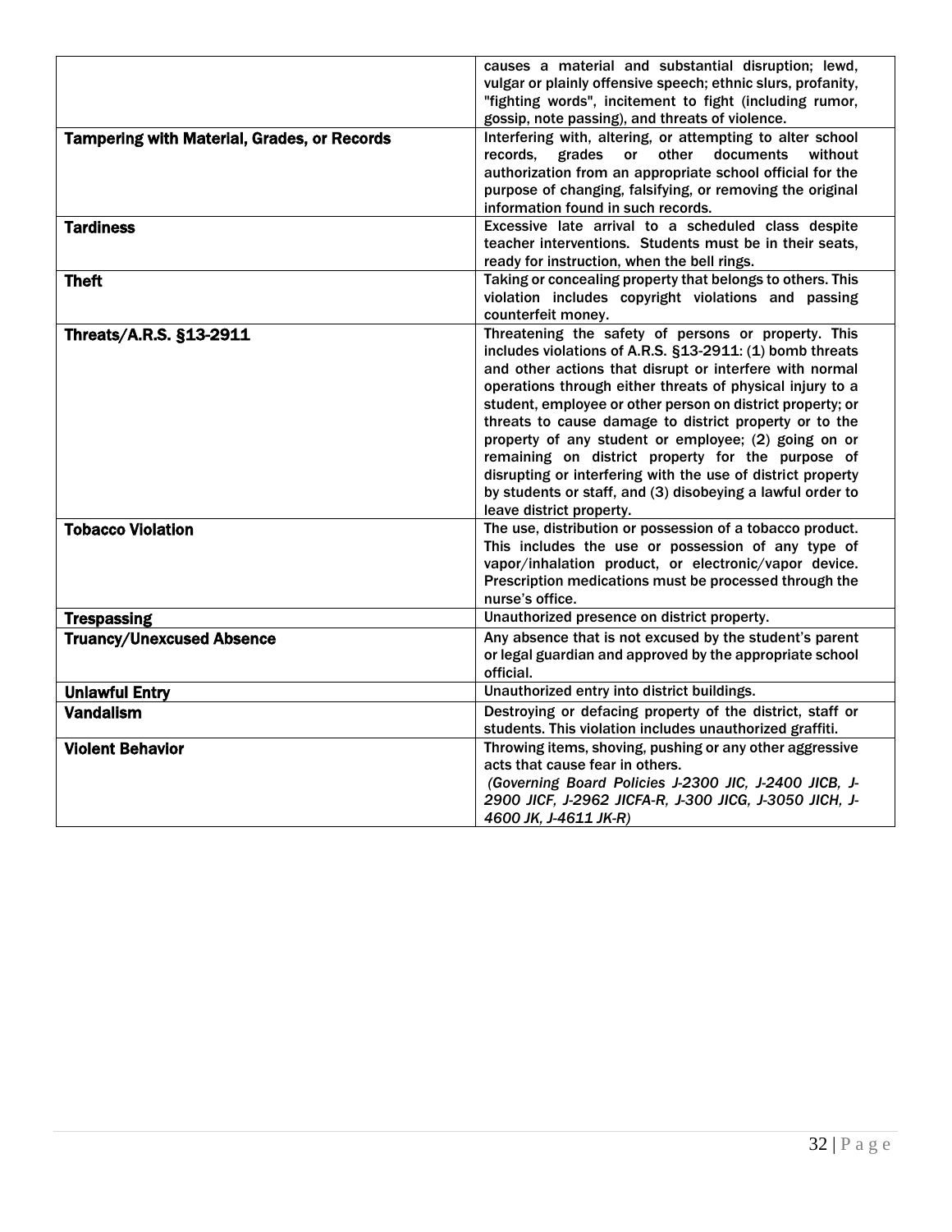| | |
|---|---|
| | causes a material and substantial disruption; lewd, vulgar or plainly offensive speech; ethnic slurs, profanity, "fighting words", incitement to fight (including rumor, gossip, note passing), and threats of violence. |
| **Tampering with Material, Grades, or Records** | Interfering with, altering, or attempting to alter school records, grades or other documents without authorization from an appropriate school official for the purpose of changing, falsifying, or removing the original information found in such records. |
| **Tardiness** | Excessive late arrival to a scheduled class despite teacher interventions. Students must be in their seats, ready for instruction, when the bell rings. |
| **Theft** | Taking or concealing property that belongs to others. This violation includes copyright violations and passing counterfeit money. |
| **Threats/A.R.S. §13-2911** | Threatening the safety of persons or property. This includes violations of A.R.S. §13-2911: (1) bomb threats and other actions that disrupt or interfere with normal operations through either threats of physical injury to a student, employee or other person on district property; or threats to cause damage to district property or to the property of any student or employee; (2) going on or remaining on district property for the purpose of disrupting or interfering with the use of district property by students or staff, and (3) disobeying a lawful order to leave district property. |
| **Tobacco Violation** | The use, distribution or possession of a tobacco product. This includes the use or possession of any type of vapor/inhalation product, or electronic/vapor device. Prescription medications must be processed through the nurse's office. |
| **Trespassing** | Unauthorized presence on district property. |
| **Truancy/Unexcused Absence** | Any absence that is not excused by the student's parent or legal guardian and approved by the appropriate school official. |
| **Unlawful Entry** | Unauthorized entry into district buildings. |
| **Vandalism** | Destroying or defacing property of the district, staff or students. This violation includes unauthorized graffiti. |
| **Violent Behavior** | Throwing items, shoving, pushing or any other aggressive acts that cause fear in others. *(Governing Board Policies J-2300 JIC, J-2400 JICB, J-2900 JICF, J-2962 JICFA-R, J-300 JICG, J-3050 JICH, J-4600 JK, J-4611 JK-R)* |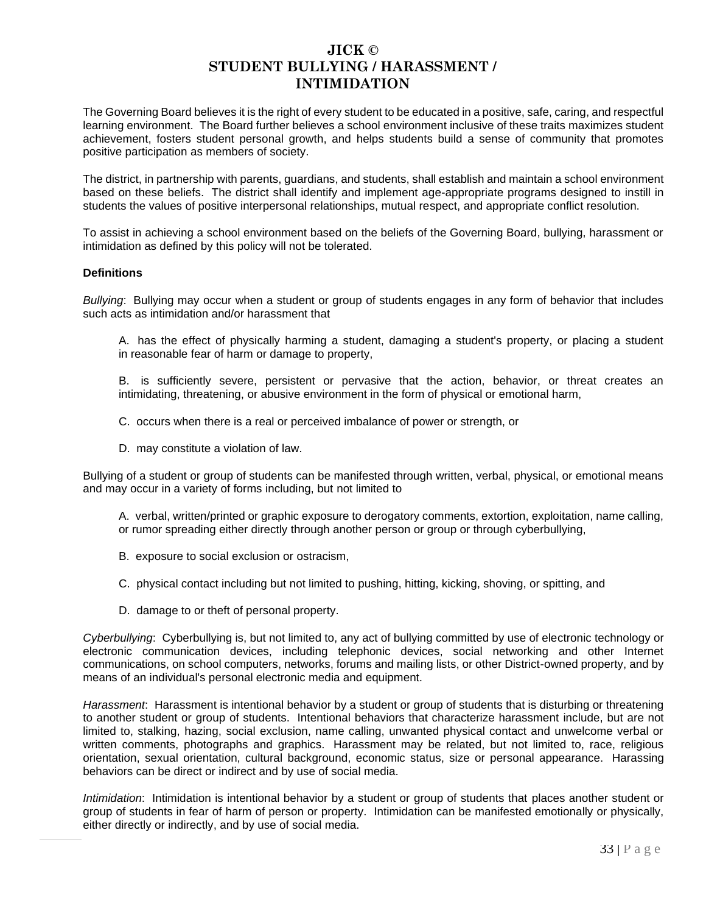# JICK ©
# STUDENT BULLYING / HARASSMENT / INTIMIDATION

The Governing Board believes it is the right of every student to be educated in a positive, safe, caring, and respectful learning environment. The Board further believes a school environment inclusive of these traits maximizes student achievement, fosters student personal growth, and helps students build a sense of community that promotes positive participation as members of society.

The district, in partnership with parents, guardians, and students, shall establish and maintain a school environment based on these beliefs. The district shall identify and implement age-appropriate programs designed to instill in students the values of positive interpersonal relationships, mutual respect, and appropriate conflict resolution.

To assist in achieving a school environment based on the beliefs of the Governing Board, bullying, harassment or intimidation as defined by this policy will not be tolerated.

**Definitions**

*Bullying*: Bullying may occur when a student or group of students engages in any form of behavior that includes such acts as intimidation and/or harassment that

A. has the effect of physically harming a student, damaging a student's property, or placing a student in reasonable fear of harm or damage to property,

B. is sufficiently severe, persistent or pervasive that the action, behavior, or threat creates an intimidating, threatening, or abusive environment in the form of physical or emotional harm,

C. occurs when there is a real or perceived imbalance of power or strength, or

D. may constitute a violation of law.

Bullying of a student or group of students can be manifested through written, verbal, physical, or emotional means and may occur in a variety of forms including, but not limited to

A. verbal, written/printed or graphic exposure to derogatory comments, extortion, exploitation, name calling, or rumor spreading either directly through another person or group or through cyberbullying,

B. exposure to social exclusion or ostracism,

C. physical contact including but not limited to pushing, hitting, kicking, shoving, or spitting, and

D. damage to or theft of personal property.

*Cyberbullying*: Cyberbullying is, but not limited to, any act of bullying committed by use of electronic technology or electronic communication devices, including telephonic devices, social networking and other Internet communications, on school computers, networks, forums and mailing lists, or other District-owned property, and by means of an individual's personal electronic media and equipment.

*Harassment*: Harassment is intentional behavior by a student or group of students that is disturbing or threatening to another student or group of students. Intentional behaviors that characterize harassment include, but are not limited to, stalking, hazing, social exclusion, name calling, unwanted physical contact and unwelcome verbal or written comments, photographs and graphics. Harassment may be related, but not limited to, race, religious orientation, sexual orientation, cultural background, economic status, size or personal appearance. Harassing behaviors can be direct or indirect and by use of social media.

*Intimidation*: Intimidation is intentional behavior by a student or group of students that places another student or group of students in fear of harm of person or property. Intimidation can be manifested emotionally or physically, either directly or indirectly, and by use of social media.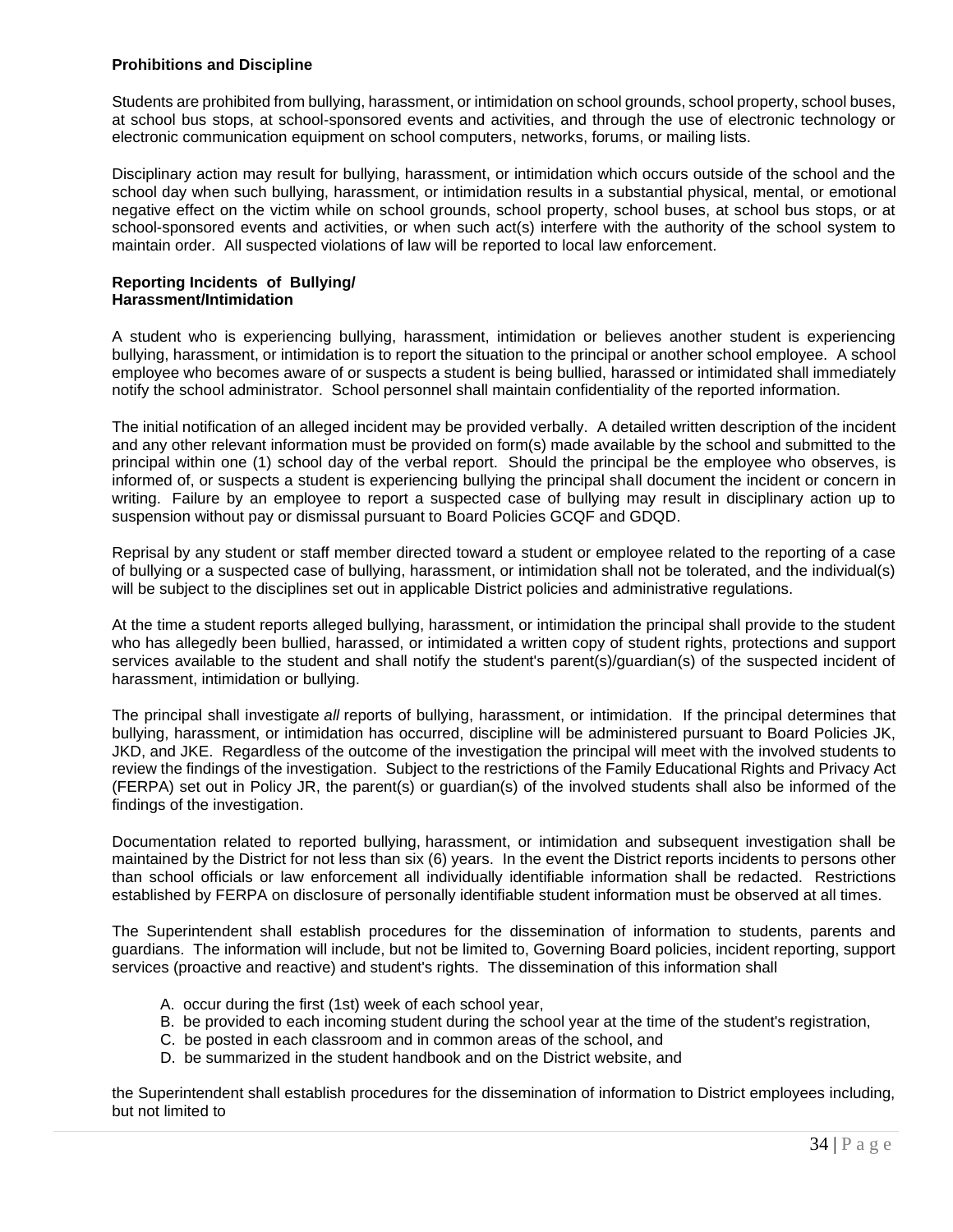**Prohibitions and Discipline**

Students are prohibited from bullying, harassment, or intimidation on school grounds, school property, school buses, at school bus stops, at school-sponsored events and activities, and through the use of electronic technology or electronic communication equipment on school computers, networks, forums, or mailing lists.

Disciplinary action may result for bullying, harassment, or intimidation which occurs outside of the school and the school day when such bullying, harassment, or intimidation results in a substantial physical, mental, or emotional negative effect on the victim while on school grounds, school property, school buses, at school bus stops, or at school-sponsored events and activities, or when such act(s) interfere with the authority of the school system to maintain order. All suspected violations of law will be reported to local law enforcement.

**Reporting Incidents of Bullying/ Harassment/Intimidation**

A student who is experiencing bullying, harassment, intimidation or believes another student is experiencing bullying, harassment, or intimidation is to report the situation to the principal or another school employee. A school employee who becomes aware of or suspects a student is being bullied, harassed or intimidated shall immediately notify the school administrator. School personnel shall maintain confidentiality of the reported information.

The initial notification of an alleged incident may be provided verbally. A detailed written description of the incident and any other relevant information must be provided on form(s) made available by the school and submitted to the principal within one (1) school day of the verbal report. Should the principal be the employee who observes, is informed of, or suspects a student is experiencing bullying the principal shall document the incident or concern in writing. Failure by an employee to report a suspected case of bullying may result in disciplinary action up to suspension without pay or dismissal pursuant to Board Policies GCQF and GDQD.

Reprisal by any student or staff member directed toward a student or employee related to the reporting of a case of bullying or a suspected case of bullying, harassment, or intimidation shall not be tolerated, and the individual(s) will be subject to the disciplines set out in applicable District policies and administrative regulations.

At the time a student reports alleged bullying, harassment, or intimidation the principal shall provide to the student who has allegedly been bullied, harassed, or intimidated a written copy of student rights, protections and support services available to the student and shall notify the student's parent(s)/guardian(s) of the suspected incident of harassment, intimidation or bullying.

The principal shall investigate *all* reports of bullying, harassment, or intimidation. If the principal determines that bullying, harassment, or intimidation has occurred, discipline will be administered pursuant to Board Policies JK, JKD, and JKE. Regardless of the outcome of the investigation the principal will meet with the involved students to review the findings of the investigation. Subject to the restrictions of the Family Educational Rights and Privacy Act (FERPA) set out in Policy JR, the parent(s) or guardian(s) of the involved students shall also be informed of the findings of the investigation.

Documentation related to reported bullying, harassment, or intimidation and subsequent investigation shall be maintained by the District for not less than six (6) years. In the event the District reports incidents to persons other than school officials or law enforcement all individually identifiable information shall be redacted. Restrictions established by FERPA on disclosure of personally identifiable student information must be observed at all times.

The Superintendent shall establish procedures for the dissemination of information to students, parents and guardians. The information will include, but not be limited to, Governing Board policies, incident reporting, support services (proactive and reactive) and student's rights. The dissemination of this information shall

A. occur during the first (1st) week of each school year,
B. be provided to each incoming student during the school year at the time of the student's registration,
C. be posted in each classroom and in common areas of the school, and
D. be summarized in the student handbook and on the District website, and

the Superintendent shall establish procedures for the dissemination of information to District employees including, but not limited to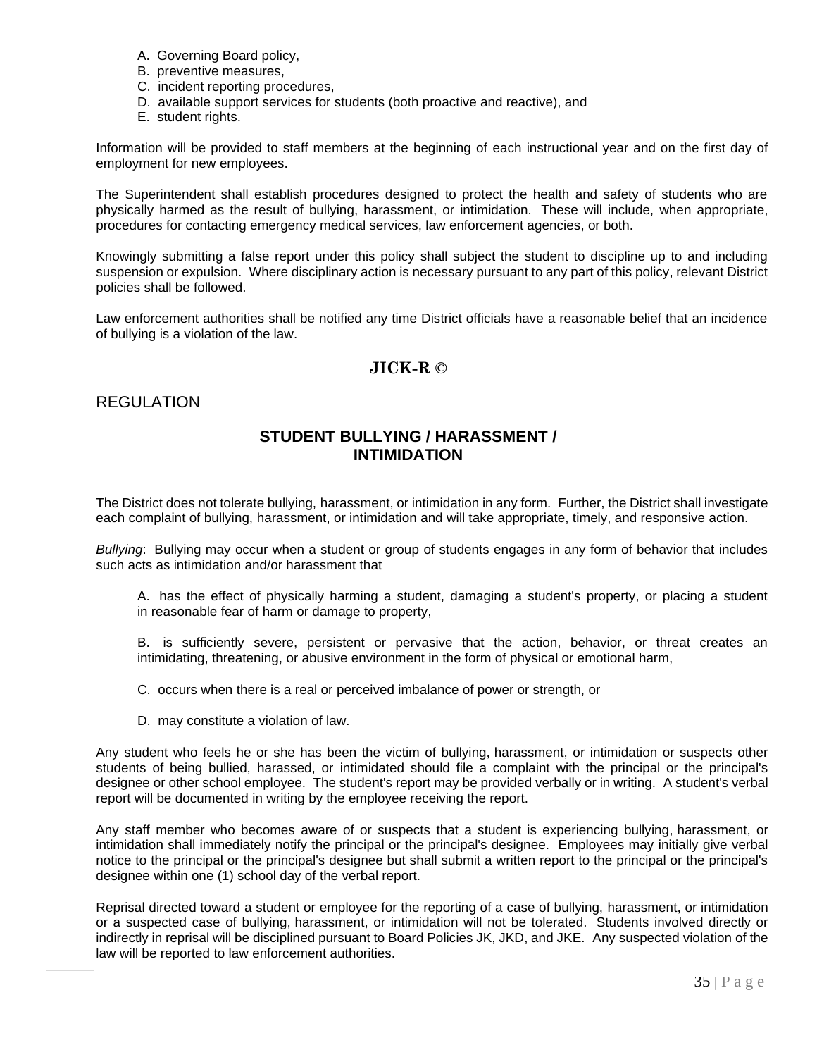A. Governing Board policy,
B. preventive measures,
C. incident reporting procedures,
D. available support services for students (both proactive and reactive), and
E. student rights.

Information will be provided to staff members at the beginning of each instructional year and on the first day of employment for new employees.

The Superintendent shall establish procedures designed to protect the health and safety of students who are physically harmed as the result of bullying, harassment, or intimidation. These will include, when appropriate, procedures for contacting emergency medical services, law enforcement agencies, or both.

Knowingly submitting a false report under this policy shall subject the student to discipline up to and including suspension or expulsion. Where disciplinary action is necessary pursuant to any part of this policy, relevant District policies shall be followed.

Law enforcement authorities shall be notified any time District officials have a reasonable belief that an incidence of bullying is a violation of the law.

## JICK-R ©

REGULATION

## STUDENT BULLYING / HARASSMENT / INTIMIDATION

The District does not tolerate bullying, harassment, or intimidation in any form. Further, the District shall investigate each complaint of bullying, harassment, or intimidation and will take appropriate, timely, and responsive action.

*Bullying*: Bullying may occur when a student or group of students engages in any form of behavior that includes such acts as intimidation and/or harassment that

A. has the effect of physically harming a student, damaging a student's property, or placing a student in reasonable fear of harm or damage to property,

B. is sufficiently severe, persistent or pervasive that the action, behavior, or threat creates an intimidating, threatening, or abusive environment in the form of physical or emotional harm,

C. occurs when there is a real or perceived imbalance of power or strength, or

D. may constitute a violation of law.

Any student who feels he or she has been the victim of bullying, harassment, or intimidation or suspects other students of being bullied, harassed, or intimidated should file a complaint with the principal or the principal's designee or other school employee. The student's report may be provided verbally or in writing. A student's verbal report will be documented in writing by the employee receiving the report.

Any staff member who becomes aware of or suspects that a student is experiencing bullying, harassment, or intimidation shall immediately notify the principal or the principal's designee. Employees may initially give verbal notice to the principal or the principal's designee but shall submit a written report to the principal or the principal's designee within one (1) school day of the verbal report.

Reprisal directed toward a student or employee for the reporting of a case of bullying, harassment, or intimidation or a suspected case of bullying, harassment, or intimidation will not be tolerated. Students involved directly or indirectly in reprisal will be disciplined pursuant to Board Policies JK, JKD, and JKE. Any suspected violation of the law will be reported to law enforcement authorities.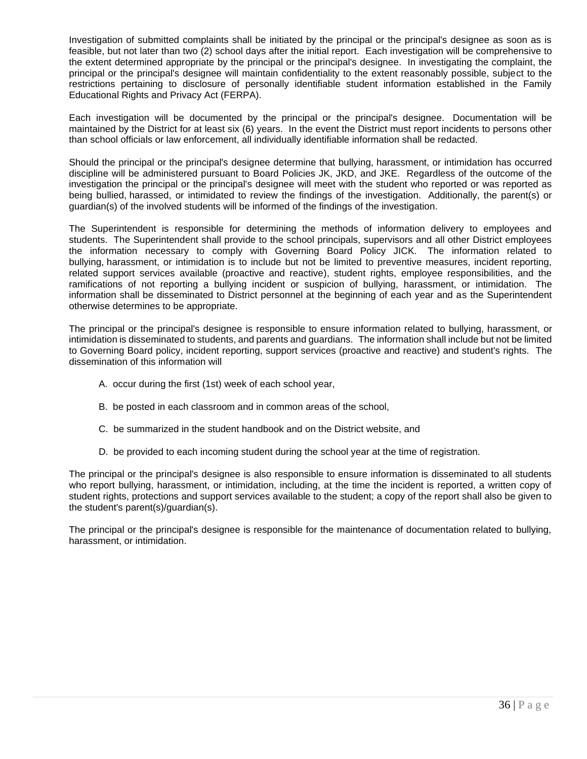Investigation of submitted complaints shall be initiated by the principal or the principal's designee as soon as is feasible, but not later than two (2) school days after the initial report. Each investigation will be comprehensive to the extent determined appropriate by the principal or the principal's designee. In investigating the complaint, the principal or the principal's designee will maintain confidentiality to the extent reasonably possible, subject to the restrictions pertaining to disclosure of personally identifiable student information established in the Family Educational Rights and Privacy Act (FERPA).

Each investigation will be documented by the principal or the principal's designee. Documentation will be maintained by the District for at least six (6) years. In the event the District must report incidents to persons other than school officials or law enforcement, all individually identifiable information shall be redacted.

Should the principal or the principal's designee determine that bullying, harassment, or intimidation has occurred discipline will be administered pursuant to Board Policies JK, JKD, and JKE. Regardless of the outcome of the investigation the principal or the principal's designee will meet with the student who reported or was reported as being bullied, harassed, or intimidated to review the findings of the investigation. Additionally, the parent(s) or guardian(s) of the involved students will be informed of the findings of the investigation.

The Superintendent is responsible for determining the methods of information delivery to employees and students. The Superintendent shall provide to the school principals, supervisors and all other District employees the information necessary to comply with Governing Board Policy JICK. The information related to bullying, harassment, or intimidation is to include but not be limited to preventive measures, incident reporting, related support services available (proactive and reactive), student rights, employee responsibilities, and the ramifications of not reporting a bullying incident or suspicion of bullying, harassment, or intimidation. The information shall be disseminated to District personnel at the beginning of each year and as the Superintendent otherwise determines to be appropriate.

The principal or the principal's designee is responsible to ensure information related to bullying, harassment, or intimidation is disseminated to students, and parents and guardians. The information shall include but not be limited to Governing Board policy, incident reporting, support services (proactive and reactive) and student's rights. The dissemination of this information will

A. occur during the first (1st) week of each school year,

B. be posted in each classroom and in common areas of the school,

C. be summarized in the student handbook and on the District website, and

D. be provided to each incoming student during the school year at the time of registration.

The principal or the principal's designee is also responsible to ensure information is disseminated to all students who report bullying, harassment, or intimidation, including, at the time the incident is reported, a written copy of student rights, protections and support services available to the student; a copy of the report shall also be given to the student's parent(s)/guardian(s).

The principal or the principal's designee is responsible for the maintenance of documentation related to bullying, harassment, or intimidation.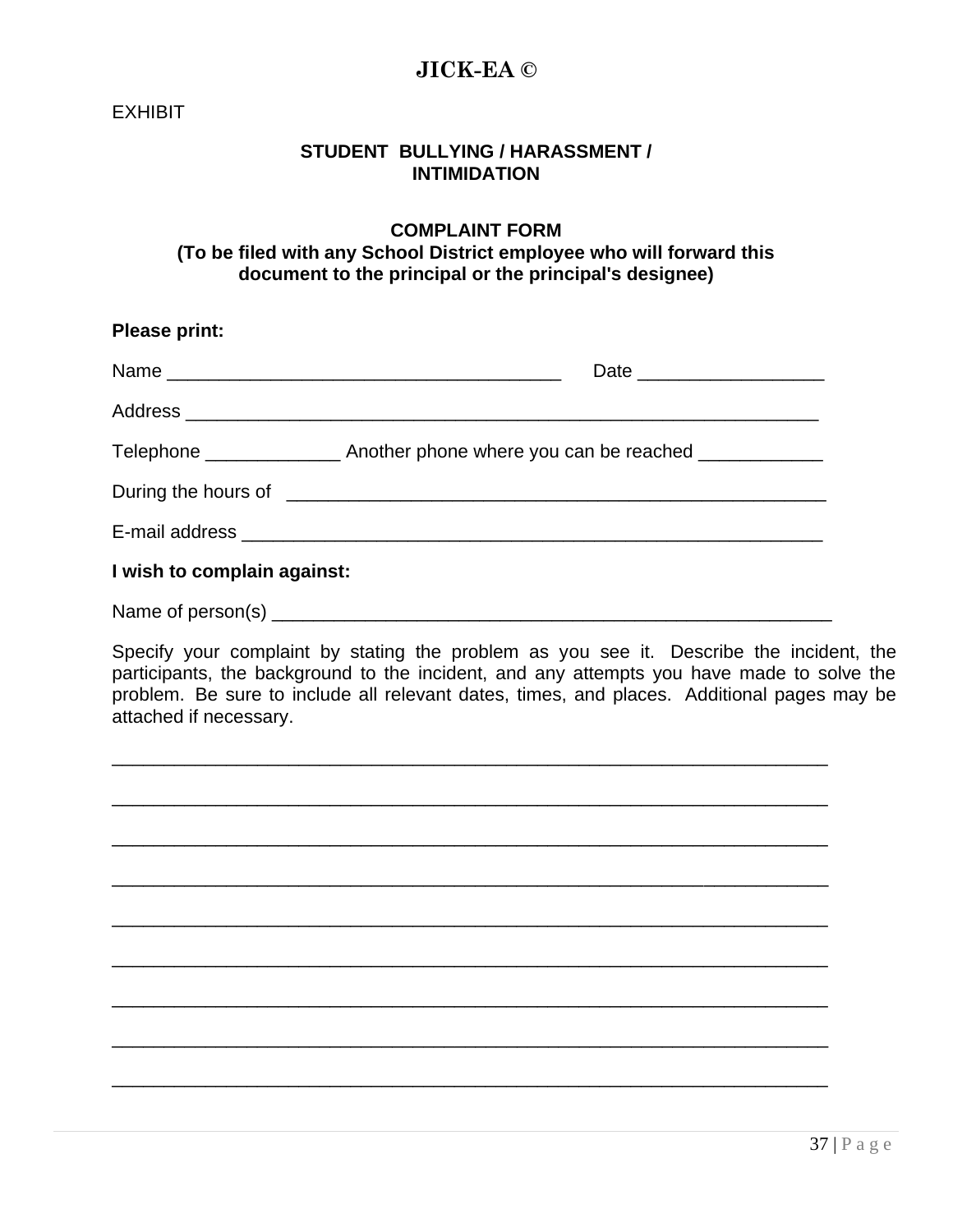# JICK-EA ©

EXHIBIT

## STUDENT BULLYING / HARASSMENT / INTIMIDATION

### COMPLAINT FORM

**(To be filed with any School District employee who will forward this document to the principal or the principal's designee)**

**Please print:**

Name ______________________________________ Date __________________

Address ____________________________________________________________

Telephone _____________ Another phone where you can be reached ____________

During the hours of _____________________________________________________

E-mail address _________________________________________________________

**I wish to complain against:**

Name of person(s) ______________________________________________________

Specify your complaint by stating the problem as you see it. Describe the incident, the participants, the background to the incident, and any attempts you have made to solve the problem. Be sure to include all relevant dates, times, and places. Additional pages may be attached if necessary.

_____________________________________________________________________

_____________________________________________________________________

_____________________________________________________________________

_____________________________________________________________________

_____________________________________________________________________

_____________________________________________________________________

_____________________________________________________________________

_____________________________________________________________________

_____________________________________________________________________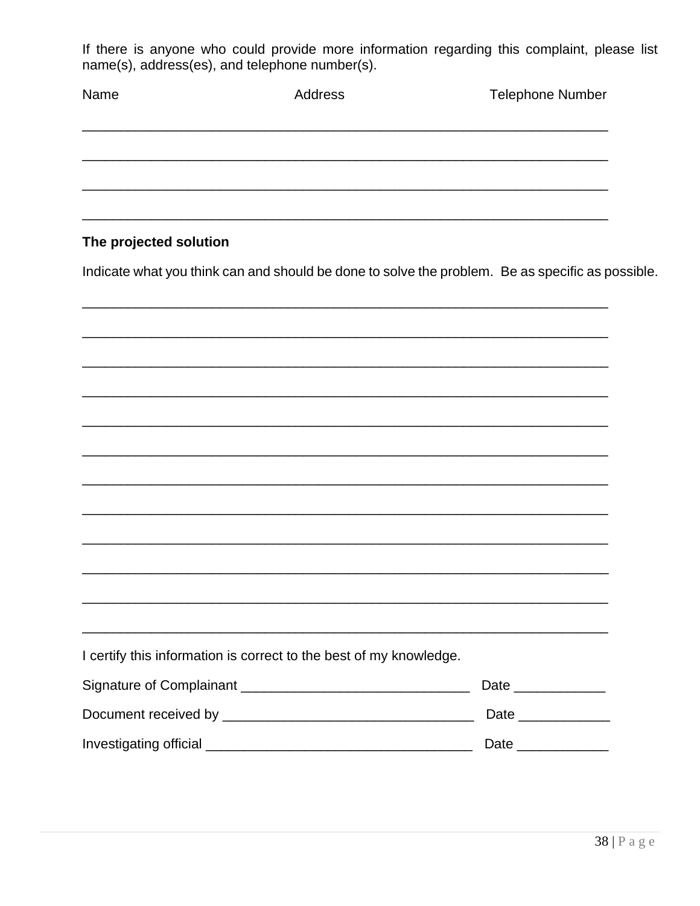If there is anyone who could provide more information regarding this complaint, please list name(s), address(es), and telephone number(s).

| Name | Address | Telephone Number |
| --- | --- | --- |
| | | |
| | | |
| | | |
| | | |

**The projected solution**

Indicate what you think can and should be done to solve the problem. Be as specific as possible.

______________________________________________________________________

______________________________________________________________________

______________________________________________________________________

______________________________________________________________________

______________________________________________________________________

______________________________________________________________________

______________________________________________________________________

______________________________________________________________________

______________________________________________________________________

______________________________________________________________________

______________________________________________________________________

______________________________________________________________________

I certify this information is correct to the best of my knowledge.

Signature of Complainant ______________________________ Date ____________

Document received by _________________________________ Date ____________

Investigating official __________________________________ Date ____________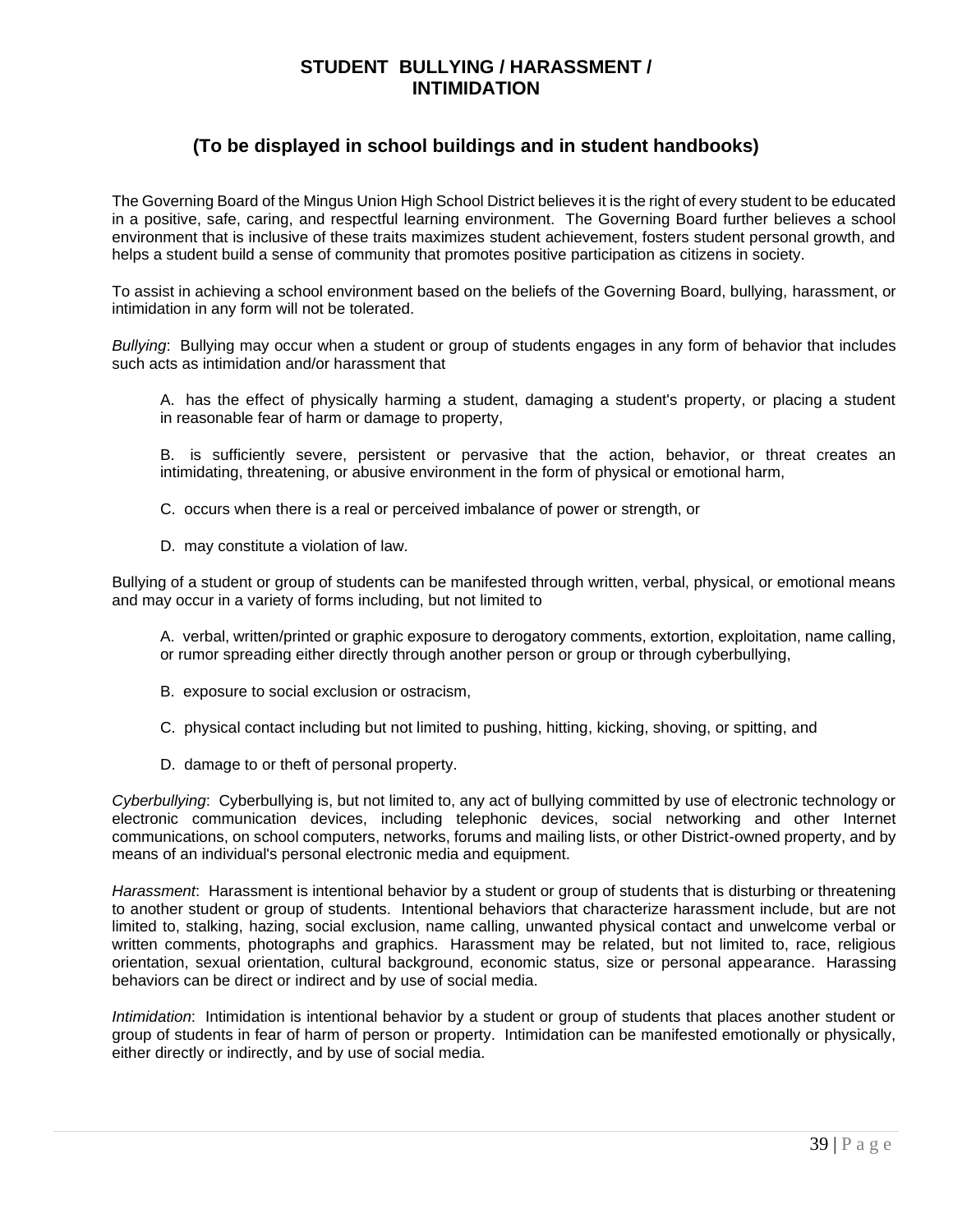# STUDENT BULLYING / HARASSMENT / INTIMIDATION

## (To be displayed in school buildings and in student handbooks)

The Governing Board of the Mingus Union High School District believes it is the right of every student to be educated in a positive, safe, caring, and respectful learning environment. The Governing Board further believes a school environment that is inclusive of these traits maximizes student achievement, fosters student personal growth, and helps a student build a sense of community that promotes positive participation as citizens in society.

To assist in achieving a school environment based on the beliefs of the Governing Board, bullying, harassment, or intimidation in any form will not be tolerated.

*Bullying*: Bullying may occur when a student or group of students engages in any form of behavior that includes such acts as intimidation and/or harassment that

A. has the effect of physically harming a student, damaging a student's property, or placing a student in reasonable fear of harm or damage to property,

B. is sufficiently severe, persistent or pervasive that the action, behavior, or threat creates an intimidating, threatening, or abusive environment in the form of physical or emotional harm,

C. occurs when there is a real or perceived imbalance of power or strength, or

D. may constitute a violation of law.

Bullying of a student or group of students can be manifested through written, verbal, physical, or emotional means and may occur in a variety of forms including, but not limited to

A. verbal, written/printed or graphic exposure to derogatory comments, extortion, exploitation, name calling, or rumor spreading either directly through another person or group or through cyberbullying,

B. exposure to social exclusion or ostracism,

C. physical contact including but not limited to pushing, hitting, kicking, shoving, or spitting, and

D. damage to or theft of personal property.

*Cyberbullying*: Cyberbullying is, but not limited to, any act of bullying committed by use of electronic technology or electronic communication devices, including telephonic devices, social networking and other Internet communications, on school computers, networks, forums and mailing lists, or other District-owned property, and by means of an individual's personal electronic media and equipment.

*Harassment*: Harassment is intentional behavior by a student or group of students that is disturbing or threatening to another student or group of students. Intentional behaviors that characterize harassment include, but are not limited to, stalking, hazing, social exclusion, name calling, unwanted physical contact and unwelcome verbal or written comments, photographs and graphics. Harassment may be related, but not limited to, race, religious orientation, sexual orientation, cultural background, economic status, size or personal appearance. Harassing behaviors can be direct or indirect and by use of social media.

*Intimidation*: Intimidation is intentional behavior by a student or group of students that places another student or group of students in fear of harm of person or property. Intimidation can be manifested emotionally or physically, either directly or indirectly, and by use of social media.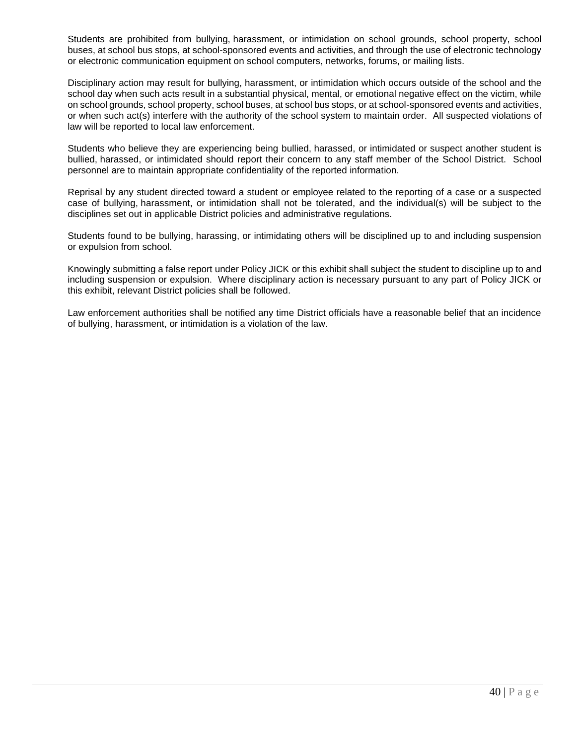Students are prohibited from bullying, harassment, or intimidation on school grounds, school property, school buses, at school bus stops, at school-sponsored events and activities, and through the use of electronic technology or electronic communication equipment on school computers, networks, forums, or mailing lists.

Disciplinary action may result for bullying, harassment, or intimidation which occurs outside of the school and the school day when such acts result in a substantial physical, mental, or emotional negative effect on the victim, while on school grounds, school property, school buses, at school bus stops, or at school-sponsored events and activities, or when such act(s) interfere with the authority of the school system to maintain order. All suspected violations of law will be reported to local law enforcement.

Students who believe they are experiencing being bullied, harassed, or intimidated or suspect another student is bullied, harassed, or intimidated should report their concern to any staff member of the School District. School personnel are to maintain appropriate confidentiality of the reported information.

Reprisal by any student directed toward a student or employee related to the reporting of a case or a suspected case of bullying, harassment, or intimidation shall not be tolerated, and the individual(s) will be subject to the disciplines set out in applicable District policies and administrative regulations.

Students found to be bullying, harassing, or intimidating others will be disciplined up to and including suspension or expulsion from school.

Knowingly submitting a false report under Policy JICK or this exhibit shall subject the student to discipline up to and including suspension or expulsion. Where disciplinary action is necessary pursuant to any part of Policy JICK or this exhibit, relevant District policies shall be followed.

Law enforcement authorities shall be notified any time District officials have a reasonable belief that an incidence of bullying, harassment, or intimidation is a violation of the law.